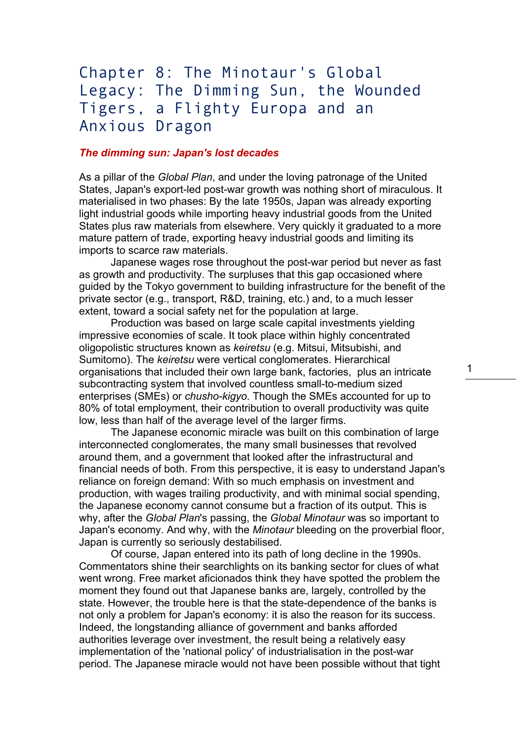# Chapter 8: The Minotaur's Global Legacy: The Dimming Sun, the Wounded Tigers, a Flighty Europa and an Anxious Dragon

## *The dimming sun: Japan's lost decades*

As a pillar of the *Global Plan*, and under the loving patronage of the United States, Japan's export-led post-war growth was nothing short of miraculous. It materialised in two phases: By the late 1950s, Japan was already exporting light industrial goods while importing heavy industrial goods from the United States plus raw materials from elsewhere. Very quickly it graduated to a more mature pattern of trade, exporting heavy industrial goods and limiting its imports to scarce raw materials.

Japanese wages rose throughout the post-war period but never as fast as growth and productivity. The surpluses that this gap occasioned where guided by the Tokyo government to building infrastructure for the benefit of the private sector (e.g., transport, R&D, training, etc.) and, to a much lesser extent, toward a social safety net for the population at large.

Production was based on large scale capital investments yielding impressive economies of scale. It took place within highly concentrated oligopolistic structures known as *keiretsu* (e.g. Mitsui, Mitsubishi, and Sumitomo). The *keiretsu* were vertical conglomerates. Hierarchical organisations that included their own large bank, factories, plus an intricate subcontracting system that involved countless small-to-medium sized enterprises (SMEs) or *chusho-kigyo*. Though the SMEs accounted for up to 80% of total employment, their contribution to overall productivity was quite low, less than half of the average level of the larger firms.

The Japanese economic miracle was built on this combination of large interconnected conglomerates, the many small businesses that revolved around them, and a government that looked after the infrastructural and financial needs of both. From this perspective, it is easy to understand Japan's reliance on foreign demand: With so much emphasis on investment and production, with wages trailing productivity, and with minimal social spending, the Japanese economy cannot consume but a fraction of its output. This is why, after the *Global Plan*'s passing, the *Global Minotaur* was so important to Japan's economy. And why, with the *Minotaur* bleeding on the proverbial floor, Japan is currently so seriously destabilised.

Of course, Japan entered into its path of long decline in the 1990s. Commentators shine their searchlights on its banking sector for clues of what went wrong. Free market aficionados think they have spotted the problem the moment they found out that Japanese banks are, largely, controlled by the state. However, the trouble here is that the state-dependence of the banks is not only a problem for Japan's economy: it is also the reason for its success. Indeed, the longstanding alliance of government and banks afforded authorities leverage over investment, the result being a relatively easy implementation of the 'national policy' of industrialisation in the post-war period. The Japanese miracle would not have been possible without that tight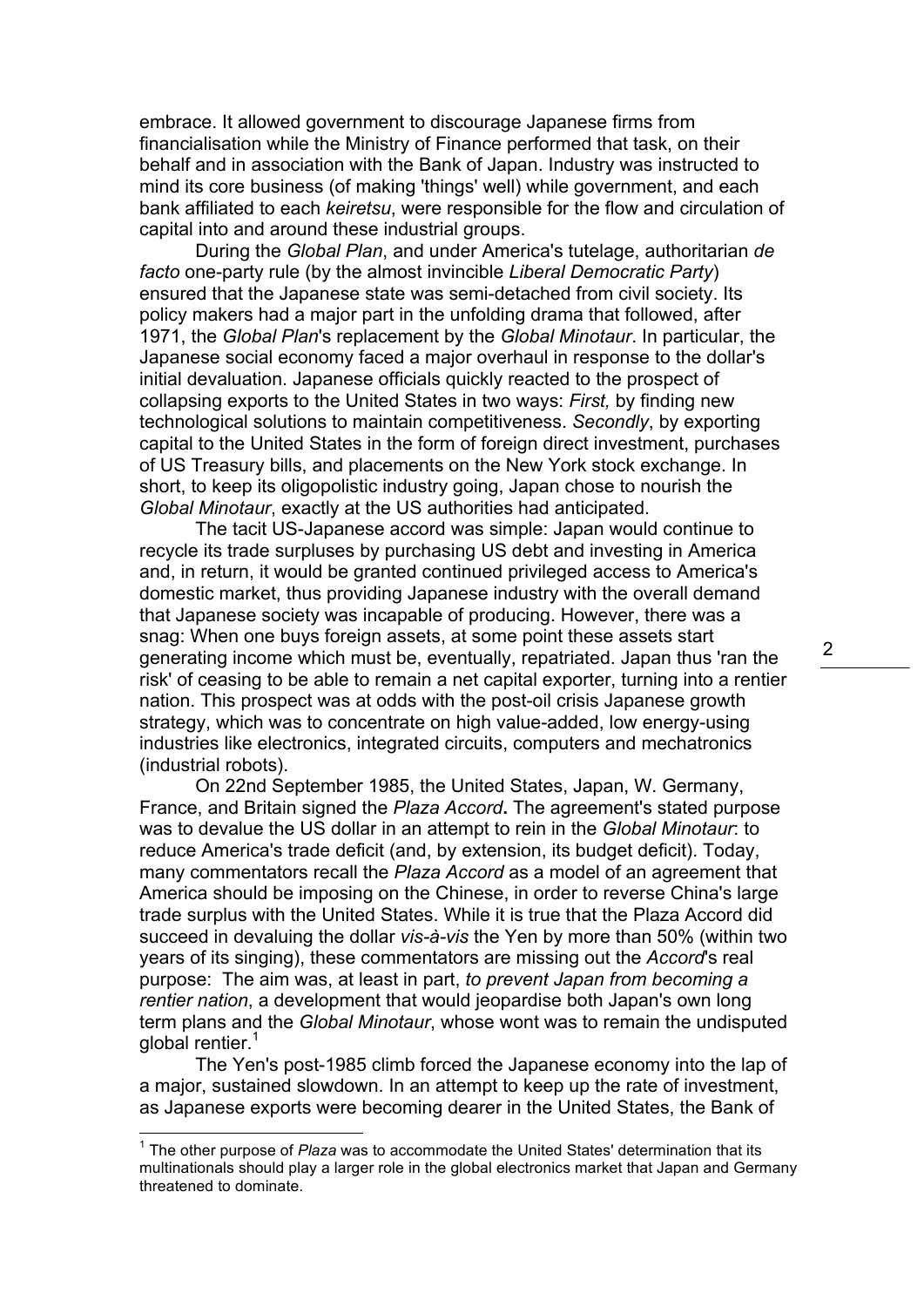embrace. It allowed government to discourage Japanese firms from financialisation while the Ministry of Finance performed that task, on their behalf and in association with the Bank of Japan. Industry was instructed to mind its core business (of making 'things' well) while government, and each bank affiliated to each *keiretsu*, were responsible for the flow and circulation of capital into and around these industrial groups.

During the *Global Plan*, and under America's tutelage, authoritarian *de facto* one-party rule (by the almost invincible *Liberal Democratic Party*) ensured that the Japanese state was semi-detached from civil society. Its policy makers had a major part in the unfolding drama that followed, after 1971, the *Global Plan*'s replacement by the *Global Minotaur*. In particular, the Japanese social economy faced a major overhaul in response to the dollar's initial devaluation. Japanese officials quickly reacted to the prospect of collapsing exports to the United States in two ways: *First,* by finding new technological solutions to maintain competitiveness. *Secondly*, by exporting capital to the United States in the form of foreign direct investment, purchases of US Treasury bills, and placements on the New York stock exchange. In short, to keep its oligopolistic industry going, Japan chose to nourish the *Global Minotaur*, exactly at the US authorities had anticipated.

The tacit US-Japanese accord was simple: Japan would continue to recycle its trade surpluses by purchasing US debt and investing in America and, in return, it would be granted continued privileged access to America's domestic market, thus providing Japanese industry with the overall demand that Japanese society was incapable of producing. However, there was a snag: When one buys foreign assets, at some point these assets start generating income which must be, eventually, repatriated. Japan thus 'ran the risk' of ceasing to be able to remain a net capital exporter, turning into a rentier nation. This prospect was at odds with the post-oil crisis Japanese growth strategy, which was to concentrate on high value-added, low energy-using industries like electronics, integrated circuits, computers and mechatronics (industrial robots).

On 22nd September 1985, the United States, Japan, W. Germany, France, and Britain signed the *Plaza Accord***.** The agreement's stated purpose was to devalue the US dollar in an attempt to rein in the *Global Minotaur*: to reduce America's trade deficit (and, by extension, its budget deficit). Today, many commentators recall the *Plaza Accord* as a model of an agreement that America should be imposing on the Chinese, in order to reverse China's large trade surplus with the United States. While it is true that the Plaza Accord did succeed in devaluing the dollar *vis-à-vis* the Yen by more than 50% (within two years of its singing), these commentators are missing out the *Accord*'s real purpose: The aim was, at least in part, *to prevent Japan from becoming a rentier nation*, a development that would jeopardise both Japan's own long term plans and the *Global Minotaur*, whose wont was to remain the undisputed global rentier.[1]

The Yen's post-1985 climb forced the Japanese economy into the lap of a major, sustained slowdown. In an attempt to keep up the rate of investment, as Japanese exports were becoming dearer in the United States, the Bank of

[1] The other purpose of *Plaza* was to accommodate the United States' determination that its multinationals should play a larger role in the global electronics market that Japan and Germany threatened to dominate.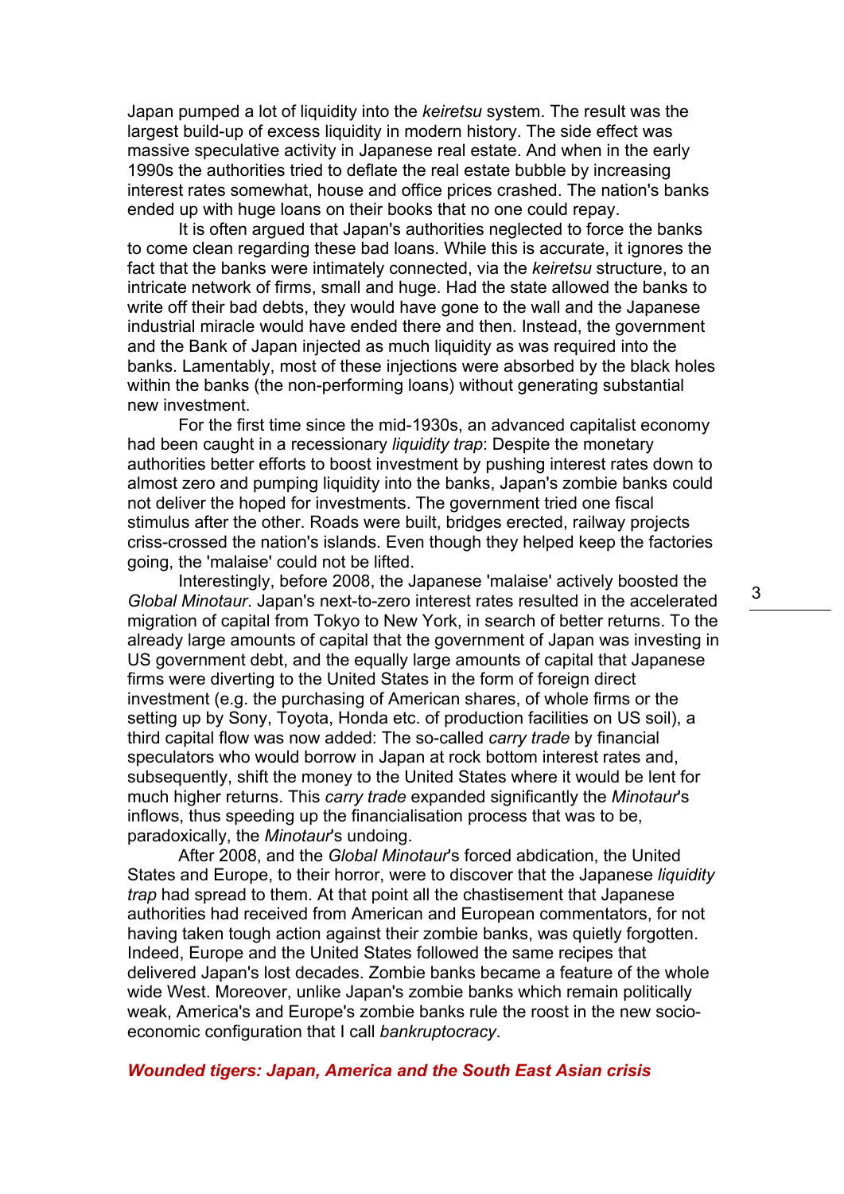Japan pumped a lot of liquidity into the *keiretsu* system. The result was the largest build-up of excess liquidity in modern history. The side effect was massive speculative activity in Japanese real estate. And when in the early 1990s the authorities tried to deflate the real estate bubble by increasing interest rates somewhat, house and office prices crashed. The nation's banks ended up with huge loans on their books that no one could repay.

It is often argued that Japan's authorities neglected to force the banks to come clean regarding these bad loans. While this is accurate, it ignores the fact that the banks were intimately connected, via the *keiretsu* structure, to an intricate network of firms, small and huge. Had the state allowed the banks to write off their bad debts, they would have gone to the wall and the Japanese industrial miracle would have ended there and then. Instead, the government and the Bank of Japan injected as much liquidity as was required into the banks. Lamentably, most of these injections were absorbed by the black holes within the banks (the non-performing loans) without generating substantial new investment.

For the first time since the mid-1930s, an advanced capitalist economy had been caught in a recessionary *liquidity trap*: Despite the monetary authorities better efforts to boost investment by pushing interest rates down to almost zero and pumping liquidity into the banks, Japan's zombie banks could not deliver the hoped for investments. The government tried one fiscal stimulus after the other. Roads were built, bridges erected, railway projects criss-crossed the nation's islands. Even though they helped keep the factories going, the 'malaise' could not be lifted.

Interestingly, before 2008, the Japanese 'malaise' actively boosted the *Global Minotaur*. Japan's next-to-zero interest rates resulted in the accelerated migration of capital from Tokyo to New York, in search of better returns. To the already large amounts of capital that the government of Japan was investing in US government debt, and the equally large amounts of capital that Japanese firms were diverting to the United States in the form of foreign direct investment (e.g. the purchasing of American shares, of whole firms or the setting up by Sony, Toyota, Honda etc. of production facilities on US soil), a third capital flow was now added: The so-called *carry trade* by financial speculators who would borrow in Japan at rock bottom interest rates and, subsequently, shift the money to the United States where it would be lent for much higher returns. This *carry trade* expanded significantly the *Minotaur*'s inflows, thus speeding up the financialisation process that was to be, paradoxically, the *Minotaur*'s undoing.

After 2008, and the *Global Minotaur*'s forced abdication, the United States and Europe, to their horror, were to discover that the Japanese *liquidity trap* had spread to them. At that point all the chastisement that Japanese authorities had received from American and European commentators, for not having taken tough action against their zombie banks, was quietly forgotten. Indeed, Europe and the United States followed the same recipes that delivered Japan's lost decades. Zombie banks became a feature of the whole wide West. Moreover, unlike Japan's zombie banks which remain politically weak, America's and Europe's zombie banks rule the roost in the new socio-economic configuration that I call *bankruptocracy*.

### *Wounded tigers: Japan, America and the South East Asian crisis*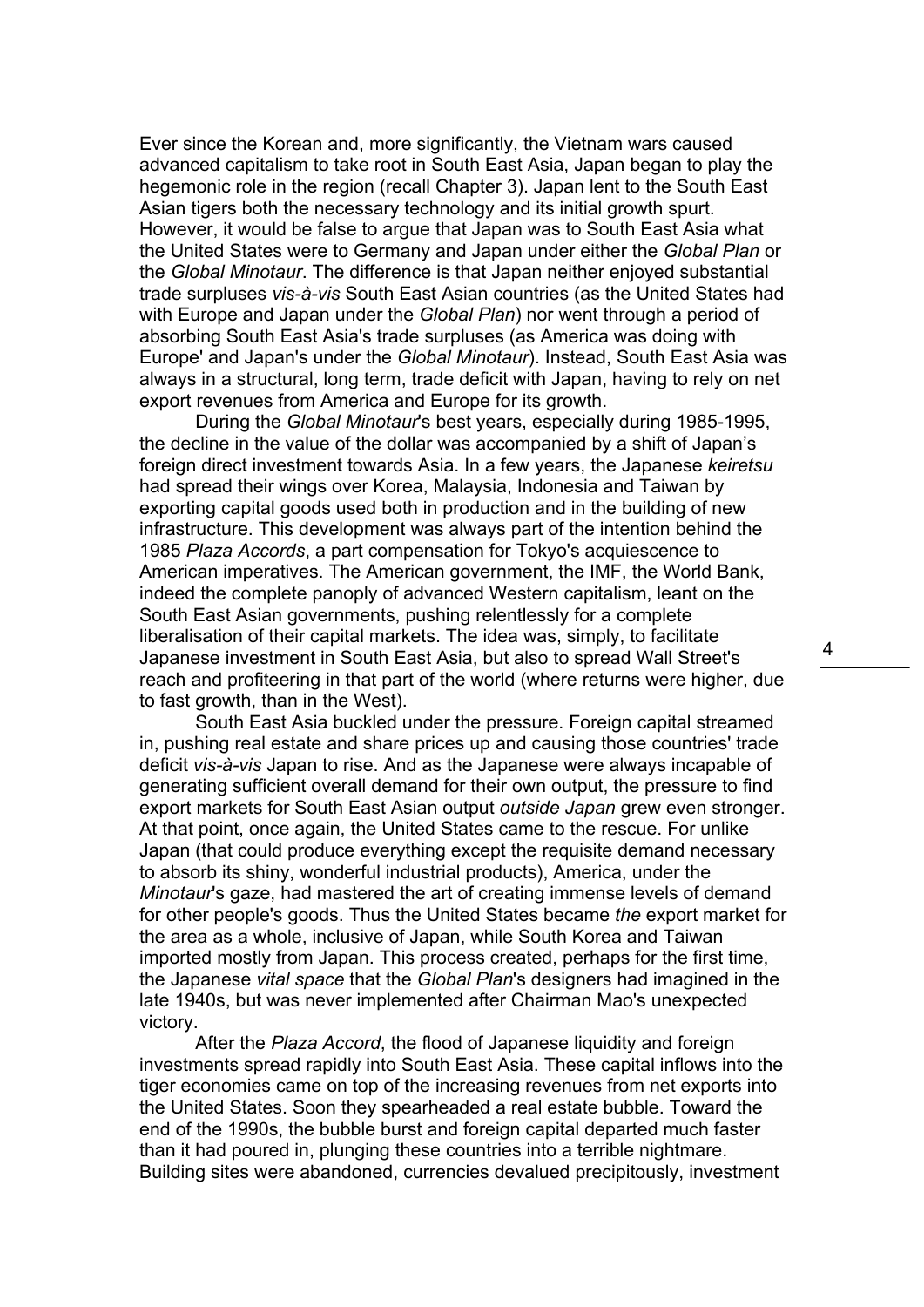Ever since the Korean and, more significantly, the Vietnam wars caused advanced capitalism to take root in South East Asia, Japan began to play the hegemonic role in the region (recall Chapter 3). Japan lent to the South East Asian tigers both the necessary technology and its initial growth spurt. However, it would be false to argue that Japan was to South East Asia what the United States were to Germany and Japan under either the *Global Plan* or the *Global Minotaur*. The difference is that Japan neither enjoyed substantial trade surpluses *vis-à-vis* South East Asian countries (as the United States had with Europe and Japan under the *Global Plan*) nor went through a period of absorbing South East Asia's trade surpluses (as America was doing with Europe' and Japan's under the *Global Minotaur*). Instead, South East Asia was always in a structural, long term, trade deficit with Japan, having to rely on net export revenues from America and Europe for its growth.

During the *Global Minotaur*'s best years, especially during 1985-1995, the decline in the value of the dollar was accompanied by a shift of Japan's foreign direct investment towards Asia. In a few years, the Japanese *keiretsu* had spread their wings over Korea, Malaysia, Indonesia and Taiwan by exporting capital goods used both in production and in the building of new infrastructure. This development was always part of the intention behind the 1985 *Plaza Accords*, a part compensation for Tokyo's acquiescence to American imperatives. The American government, the IMF, the World Bank, indeed the complete panoply of advanced Western capitalism, leant on the South East Asian governments, pushing relentlessly for a complete liberalisation of their capital markets. The idea was, simply, to facilitate Japanese investment in South East Asia, but also to spread Wall Street's reach and profiteering in that part of the world (where returns were higher, due to fast growth, than in the West).

South East Asia buckled under the pressure. Foreign capital streamed in, pushing real estate and share prices up and causing those countries' trade deficit *vis-à-vis* Japan to rise. And as the Japanese were always incapable of generating sufficient overall demand for their own output, the pressure to find export markets for South East Asian output *outside Japan* grew even stronger. At that point, once again, the United States came to the rescue. For unlike Japan (that could produce everything except the requisite demand necessary to absorb its shiny, wonderful industrial products), America, under the *Minotaur*'s gaze, had mastered the art of creating immense levels of demand for other people's goods. Thus the United States became *the* export market for the area as a whole, inclusive of Japan, while South Korea and Taiwan imported mostly from Japan. This process created, perhaps for the first time, the Japanese *vital space* that the *Global Plan*'s designers had imagined in the late 1940s, but was never implemented after Chairman Mao's unexpected victory.

After the *Plaza Accord*, the flood of Japanese liquidity and foreign investments spread rapidly into South East Asia. These capital inflows into the tiger economies came on top of the increasing revenues from net exports into the United States. Soon they spearheaded a real estate bubble. Toward the end of the 1990s, the bubble burst and foreign capital departed much faster than it had poured in, plunging these countries into a terrible nightmare. Building sites were abandoned, currencies devalued precipitously, investment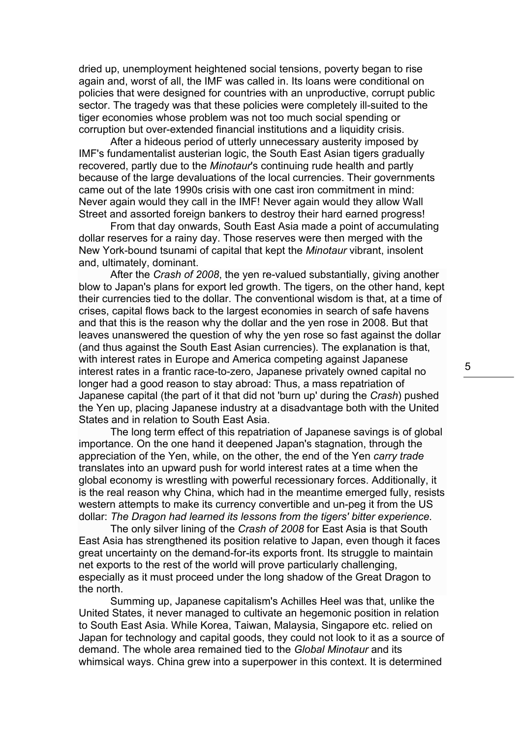dried up, unemployment heightened social tensions, poverty began to rise again and, worst of all, the IMF was called in. Its loans were conditional on policies that were designed for countries with an unproductive, corrupt public sector. The tragedy was that these policies were completely ill-suited to the tiger economies whose problem was not too much social spending or corruption but over-extended financial institutions and a liquidity crisis.

After a hideous period of utterly unnecessary austerity imposed by IMF's fundamentalist austerian logic, the South East Asian tigers gradually recovered, partly due to the *Minotaur*'s continuing rude health and partly because of the large devaluations of the local currencies. Their governments came out of the late 1990s crisis with one cast iron commitment in mind: Never again would they call in the IMF! Never again would they allow Wall Street and assorted foreign bankers to destroy their hard earned progress!

From that day onwards, South East Asia made a point of accumulating dollar reserves for a rainy day. Those reserves were then merged with the New York-bound tsunami of capital that kept the *Minotaur* vibrant, insolent and, ultimately, dominant.

After the *Crash of 2008*, the yen re-valued substantially, giving another blow to Japan's plans for export led growth. The tigers, on the other hand, kept their currencies tied to the dollar. The conventional wisdom is that, at a time of crises, capital flows back to the largest economies in search of safe havens and that this is the reason why the dollar and the yen rose in 2008. But that leaves unanswered the question of why the yen rose so fast against the dollar (and thus against the South East Asian currencies). The explanation is that, with interest rates in Europe and America competing against Japanese interest rates in a frantic race-to-zero, Japanese privately owned capital no longer had a good reason to stay abroad: Thus, a mass repatriation of Japanese capital (the part of it that did not 'burn up' during the *Crash*) pushed the Yen up, placing Japanese industry at a disadvantage both with the United States and in relation to South East Asia.

The long term effect of this repatriation of Japanese savings is of global importance. On the one hand it deepened Japan's stagnation, through the appreciation of the Yen, while, on the other, the end of the Yen *carry trade* translates into an upward push for world interest rates at a time when the global economy is wrestling with powerful recessionary forces. Additionally, it is the real reason why China, which had in the meantime emerged fully, resists western attempts to make its currency convertible and un-peg it from the US dollar: *The Dragon had learned its lessons from the tigers' bitter experience.*

The only silver lining of the *Crash of 2008* for East Asia is that South East Asia has strengthened its position relative to Japan, even though it faces great uncertainty on the demand-for-its exports front. Its struggle to maintain net exports to the rest of the world will prove particularly challenging, especially as it must proceed under the long shadow of the Great Dragon to the north.

Summing up, Japanese capitalism's Achilles Heel was that, unlike the United States, it never managed to cultivate an hegemonic position in relation to South East Asia. While Korea, Taiwan, Malaysia, Singapore etc. relied on Japan for technology and capital goods, they could not look to it as a source of demand. The whole area remained tied to the *Global Minotaur* and its whimsical ways. China grew into a superpower in this context. It is determined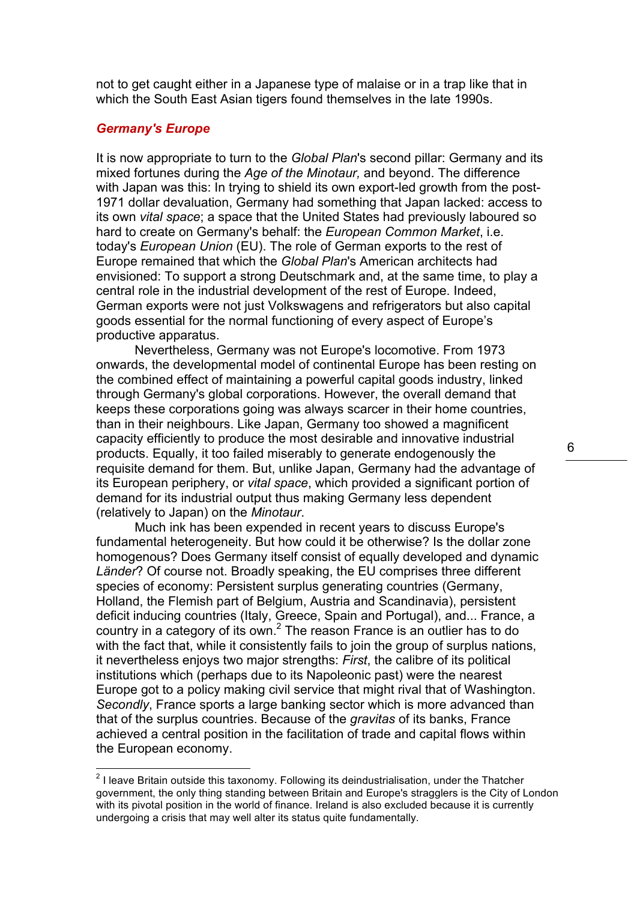not to get caught either in a Japanese type of malaise or in a trap like that in which the South East Asian tigers found themselves in the late 1990s.

### *Germany's Europe*

It is now appropriate to turn to the *Global Plan*'s second pillar: Germany and its mixed fortunes during the *Age of the Minotaur,* and beyond. The difference with Japan was this: In trying to shield its own export-led growth from the post-1971 dollar devaluation, Germany had something that Japan lacked: access to its own *vital space*; a space that the United States had previously laboured so hard to create on Germany's behalf: the *European Common Market*, i.e. today's *European Union* (EU). The role of German exports to the rest of Europe remained that which the *Global Plan*'s American architects had envisioned: To support a strong Deutschmark and, at the same time, to play a central role in the industrial development of the rest of Europe. Indeed, German exports were not just Volkswagens and refrigerators but also capital goods essential for the normal functioning of every aspect of Europe's productive apparatus.

Nevertheless, Germany was not Europe's locomotive. From 1973 onwards, the developmental model of continental Europe has been resting on the combined effect of maintaining a powerful capital goods industry, linked through Germany's global corporations. However, the overall demand that keeps these corporations going was always scarcer in their home countries, than in their neighbours. Like Japan, Germany too showed a magnificent capacity efficiently to produce the most desirable and innovative industrial products. Equally, it too failed miserably to generate endogenously the requisite demand for them. But, unlike Japan, Germany had the advantage of its European periphery, or *vital space*, which provided a significant portion of demand for its industrial output thus making Germany less dependent (relatively to Japan) on the *Minotaur*.

Much ink has been expended in recent years to discuss Europe's fundamental heterogeneity. But how could it be otherwise? Is the dollar zone homogenous? Does Germany itself consist of equally developed and dynamic *Länder*? Of course not. Broadly speaking, the EU comprises three different species of economy: Persistent surplus generating countries (Germany, Holland, the Flemish part of Belgium, Austria and Scandinavia), persistent deficit inducing countries (Italy, Greece, Spain and Portugal), and... France, a country in a category of its own.[2] The reason France is an outlier has to do with the fact that, while it consistently fails to join the group of surplus nations, it nevertheless enjoys two major strengths: *First*, the calibre of its political institutions which (perhaps due to its Napoleonic past) were the nearest Europe got to a policy making civil service that might rival that of Washington. *Secondly*, France sports a large banking sector which is more advanced than that of the surplus countries. Because of the *gravitas* of its banks, France achieved a central position in the facilitation of trade and capital flows within the European economy.

---

[2] I leave Britain outside this taxonomy. Following its deindustrialisation, under the Thatcher government, the only thing standing between Britain and Europe's stragglers is the City of London with its pivotal position in the world of finance. Ireland is also excluded because it is currently undergoing a crisis that may well alter its status quite fundamentally.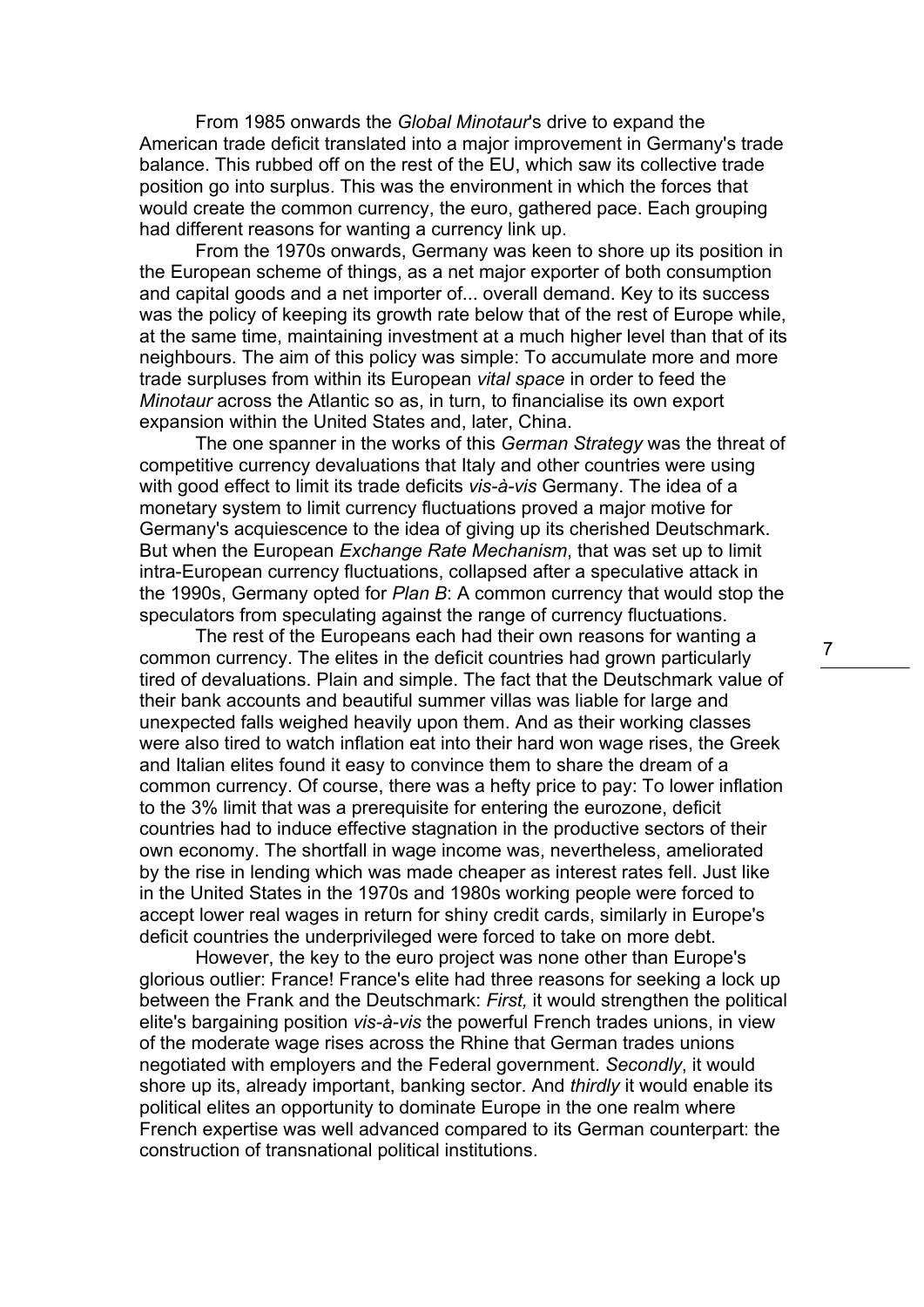From 1985 onwards the *Global Minotaur*'s drive to expand the American trade deficit translated into a major improvement in Germany's trade balance. This rubbed off on the rest of the EU, which saw its collective trade position go into surplus. This was the environment in which the forces that would create the common currency, the euro, gathered pace. Each grouping had different reasons for wanting a currency link up.

From the 1970s onwards, Germany was keen to shore up its position in the European scheme of things, as a net major exporter of both consumption and capital goods and a net importer of... overall demand. Key to its success was the policy of keeping its growth rate below that of the rest of Europe while, at the same time, maintaining investment at a much higher level than that of its neighbours. The aim of this policy was simple: To accumulate more and more trade surpluses from within its European *vital space* in order to feed the *Minotaur* across the Atlantic so as, in turn, to financialise its own export expansion within the United States and, later, China.

The one spanner in the works of this *German Strategy* was the threat of competitive currency devaluations that Italy and other countries were using with good effect to limit its trade deficits *vis-à-vis* Germany. The idea of a monetary system to limit currency fluctuations proved a major motive for Germany's acquiescence to the idea of giving up its cherished Deutschmark. But when the European *Exchange Rate Mechanism*, that was set up to limit intra-European currency fluctuations, collapsed after a speculative attack in the 1990s, Germany opted for *Plan B*: A common currency that would stop the speculators from speculating against the range of currency fluctuations.

The rest of the Europeans each had their own reasons for wanting a common currency. The elites in the deficit countries had grown particularly tired of devaluations. Plain and simple. The fact that the Deutschmark value of their bank accounts and beautiful summer villas was liable for large and unexpected falls weighed heavily upon them. And as their working classes were also tired to watch inflation eat into their hard won wage rises, the Greek and Italian elites found it easy to convince them to share the dream of a common currency. Of course, there was a hefty price to pay: To lower inflation to the 3% limit that was a prerequisite for entering the eurozone, deficit countries had to induce effective stagnation in the productive sectors of their own economy. The shortfall in wage income was, nevertheless, ameliorated by the rise in lending which was made cheaper as interest rates fell. Just like in the United States in the 1970s and 1980s working people were forced to accept lower real wages in return for shiny credit cards, similarly in Europe's deficit countries the underprivileged were forced to take on more debt.

However, the key to the euro project was none other than Europe's glorious outlier: France! France's elite had three reasons for seeking a lock up between the Frank and the Deutschmark: *First,* it would strengthen the political elite's bargaining position *vis-à-vis* the powerful French trades unions, in view of the moderate wage rises across the Rhine that German trades unions negotiated with employers and the Federal government. *Secondly*, it would shore up its, already important, banking sector. And *thirdly* it would enable its political elites an opportunity to dominate Europe in the one realm where French expertise was well advanced compared to its German counterpart: the construction of transnational political institutions.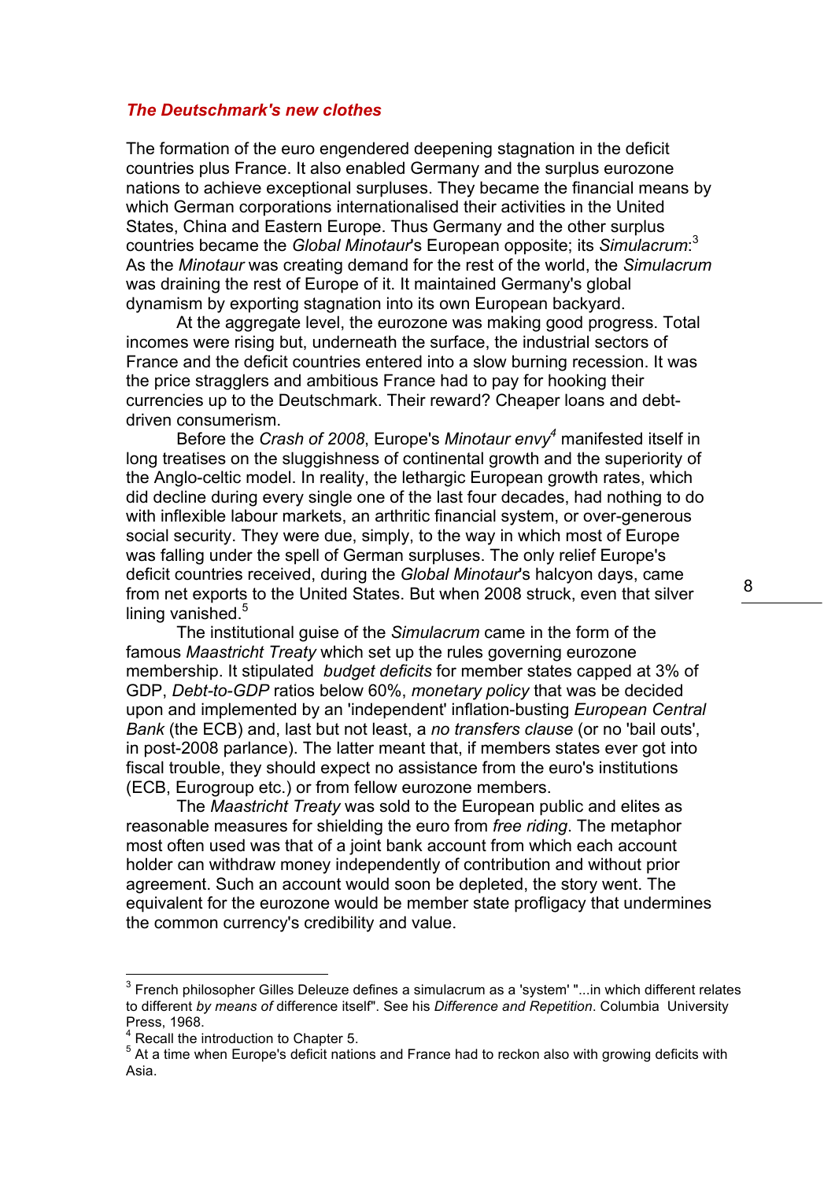### *The Deutschmark's new clothes*

The formation of the euro engendered deepening stagnation in the deficit countries plus France. It also enabled Germany and the surplus eurozone nations to achieve exceptional surpluses. They became the financial means by which German corporations internationalised their activities in the United States, China and Eastern Europe. Thus Germany and the other surplus countries became the *Global Minotaur*'s European opposite; its *Simulacrum*:[3] As the *Minotaur* was creating demand for the rest of the world, the *Simulacrum* was draining the rest of Europe of it. It maintained Germany's global dynamism by exporting stagnation into its own European backyard.

At the aggregate level, the eurozone was making good progress. Total incomes were rising but, underneath the surface, the industrial sectors of France and the deficit countries entered into a slow burning recession. It was the price stragglers and ambitious France had to pay for hooking their currencies up to the Deutschmark. Their reward? Cheaper loans and debt-driven consumerism.

Before the *Crash of 2008*, Europe's *Minotaur envy*[4] manifested itself in long treatises on the sluggishness of continental growth and the superiority of the Anglo-celtic model. In reality, the lethargic European growth rates, which did decline during every single one of the last four decades, had nothing to do with inflexible labour markets, an arthritic financial system, or over-generous social security. They were due, simply, to the way in which most of Europe was falling under the spell of German surpluses. The only relief Europe's deficit countries received, during the *Global Minotaur*'s halcyon days, came from net exports to the United States. But when 2008 struck, even that silver lining vanished.[5]

The institutional guise of the *Simulacrum* came in the form of the famous *Maastricht Treaty* which set up the rules governing eurozone membership. It stipulated *budget deficits* for member states capped at 3% of GDP, *Debt-to-GDP* ratios below 60%, *monetary policy* that was be decided upon and implemented by an 'independent' inflation-busting *European Central Bank* (the ECB) and, last but not least, a *no transfers clause* (or no 'bail outs', in post-2008 parlance). The latter meant that, if members states ever got into fiscal trouble, they should expect no assistance from the euro's institutions (ECB, Eurogroup etc.) or from fellow eurozone members.

The *Maastricht Treaty* was sold to the European public and elites as reasonable measures for shielding the euro from *free riding*. The metaphor most often used was that of a joint bank account from which each account holder can withdraw money independently of contribution and without prior agreement. Such an account would soon be depleted, the story went. The equivalent for the eurozone would be member state profligacy that undermines the common currency's credibility and value.

---

[3] French philosopher Gilles Deleuze defines a simulacrum as a 'system' "...in which different relates to different *by means of* difference itself". See his *Difference and Repetition*. Columbia University Press, 1968.

[4] Recall the introduction to Chapter 5.

[5] At a time when Europe's deficit nations and France had to reckon also with growing deficits with Asia.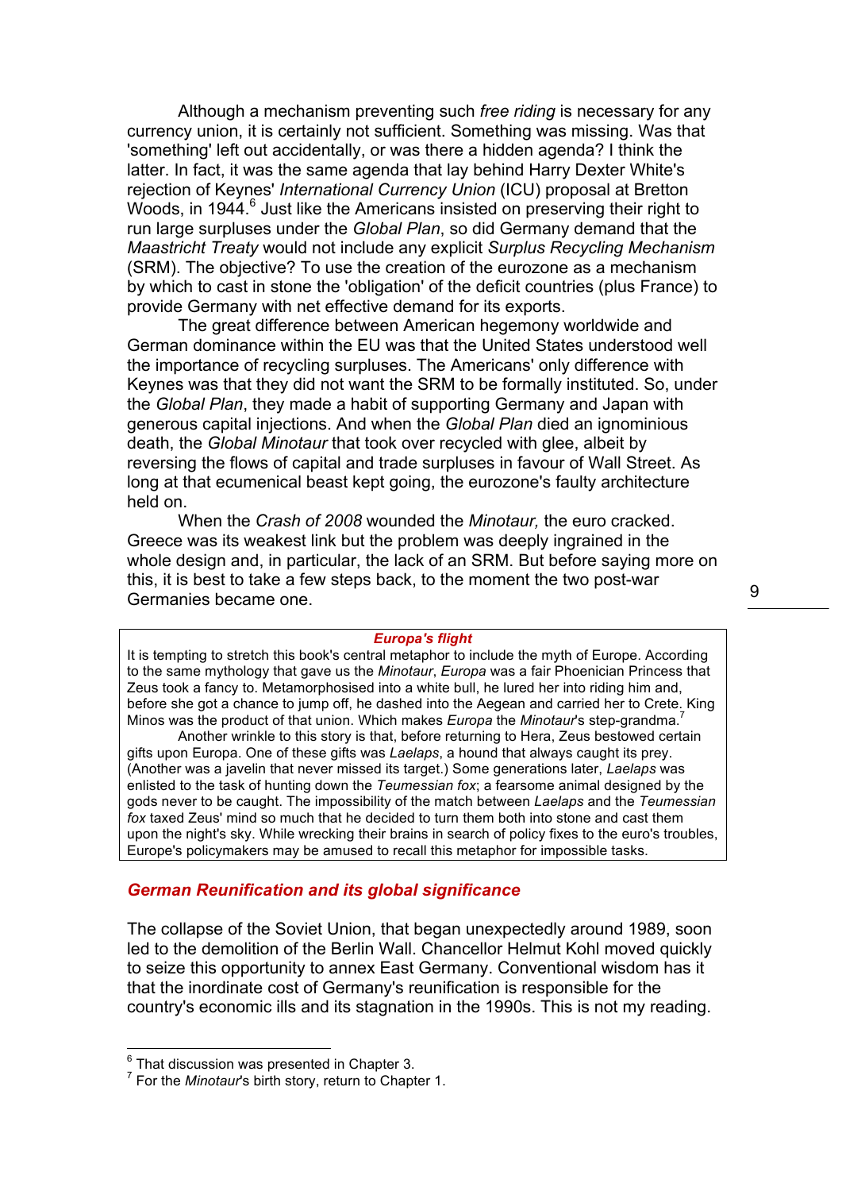Although a mechanism preventing such *free riding* is necessary for any currency union, it is certainly not sufficient. Something was missing. Was that 'something' left out accidentally, or was there a hidden agenda? I think the latter. In fact, it was the same agenda that lay behind Harry Dexter White's rejection of Keynes' *International Currency Union* (ICU) proposal at Bretton Woods, in 1944.[6] Just like the Americans insisted on preserving their right to run large surpluses under the *Global Plan*, so did Germany demand that the *Maastricht Treaty* would not include any explicit *Surplus Recycling Mechanism* (SRM). The objective? To use the creation of the eurozone as a mechanism by which to cast in stone the 'obligation' of the deficit countries (plus France) to provide Germany with net effective demand for its exports.

The great difference between American hegemony worldwide and German dominance within the EU was that the United States understood well the importance of recycling surpluses. The Americans' only difference with Keynes was that they did not want the SRM to be formally instituted. So, under the *Global Plan*, they made a habit of supporting Germany and Japan with generous capital injections. And when the *Global Plan* died an ignominious death, the *Global Minotaur* that took over recycled with glee, albeit by reversing the flows of capital and trade surpluses in favour of Wall Street. As long at that ecumenical beast kept going, the eurozone's faulty architecture held on.

When the *Crash of 2008* wounded the *Minotaur,* the euro cracked. Greece was its weakest link but the problem was deeply ingrained in the whole design and, in particular, the lack of an SRM. But before saying more on this, it is best to take a few steps back, to the moment the two post-war Germanies became one.

> ***Europa's flight***
>
> It is tempting to stretch this book's central metaphor to include the myth of Europe. According to the same mythology that gave us the *Minotaur*, *Europa* was a fair Phoenician Princess that Zeus took a fancy to. Metamorphosised into a white bull, he lured her into riding him and, before she got a chance to jump off, he dashed into the Aegean and carried her to Crete. King Minos was the product of that union. Which makes *Europa* the *Minotaur*'s step-grandma.[7]
>
> Another wrinkle to this story is that, before returning to Hera, Zeus bestowed certain gifts upon Europa. One of these gifts was *Laelaps*, a hound that always caught its prey. (Another was a javelin that never missed its target.) Some generations later, *Laelaps* was enlisted to the task of hunting down the *Teumessian fox*; a fearsome animal designed by the gods never to be caught. The impossibility of the match between *Laelaps* and the *Teumessian fox* taxed Zeus' mind so much that he decided to turn them both into stone and cast them upon the night's sky. While wrecking their brains in search of policy fixes to the euro's troubles, Europe's policymakers may be amused to recall this metaphor for impossible tasks.

## German Reunification and its global significance

The collapse of the Soviet Union, that began unexpectedly around 1989, soon led to the demolition of the Berlin Wall. Chancellor Helmut Kohl moved quickly to seize this opportunity to annex East Germany. Conventional wisdom has it that the inordinate cost of Germany's reunification is responsible for the country's economic ills and its stagnation in the 1990s. This is not my reading.

---

[6] That discussion was presented in Chapter 3.

[7] For the *Minotaur*'s birth story, return to Chapter 1.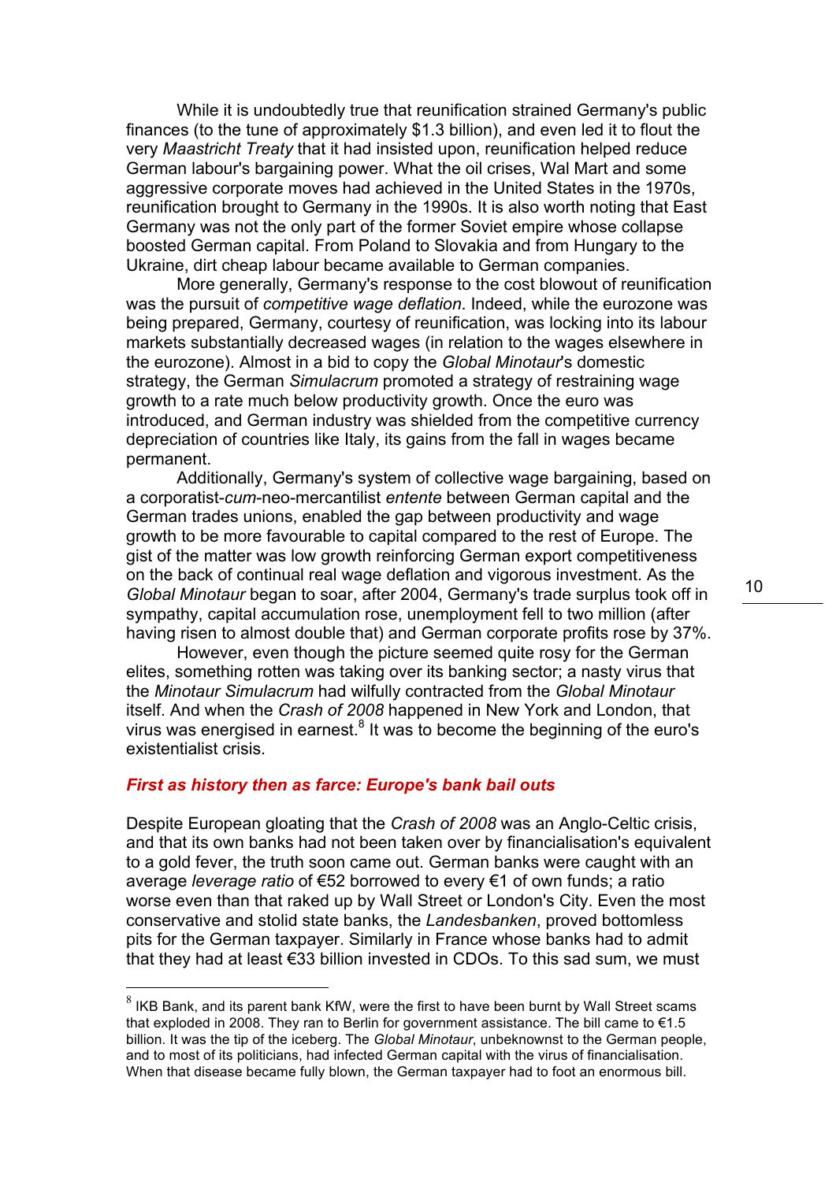While it is undoubtedly true that reunification strained Germany's public finances (to the tune of approximately $1.3 billion), and even led it to flout the very *Maastricht Treaty* that it had insisted upon, reunification helped reduce German labour's bargaining power. What the oil crises, Wal Mart and some aggressive corporate moves had achieved in the United States in the 1970s, reunification brought to Germany in the 1990s. It is also worth noting that East Germany was not the only part of the former Soviet empire whose collapse boosted German capital. From Poland to Slovakia and from Hungary to the Ukraine, dirt cheap labour became available to German companies.

More generally, Germany's response to the cost blowout of reunification was the pursuit of *competitive wage deflation*. Indeed, while the eurozone was being prepared, Germany, courtesy of reunification, was locking into its labour markets substantially decreased wages (in relation to the wages elsewhere in the eurozone). Almost in a bid to copy the *Global Minotaur*'s domestic strategy, the German *Simulacrum* promoted a strategy of restraining wage growth to a rate much below productivity growth. Once the euro was introduced, and German industry was shielded from the competitive currency depreciation of countries like Italy, its gains from the fall in wages became permanent.

Additionally, Germany's system of collective wage bargaining, based on a corporatist-*cum*-neo-mercantilist *entente* between German capital and the German trades unions, enabled the gap between productivity and wage growth to be more favourable to capital compared to the rest of Europe. The gist of the matter was low growth reinforcing German export competitiveness on the back of continual real wage deflation and vigorous investment. As the *Global Minotaur* began to soar, after 2004, Germany's trade surplus took off in sympathy, capital accumulation rose, unemployment fell to two million (after having risen to almost double that) and German corporate profits rose by 37%.

However, even though the picture seemed quite rosy for the German elites, something rotten was taking over its banking sector; a nasty virus that the *Minotaur Simulacrum* had wilfully contracted from the *Global Minotaur* itself. And when the *Crash of 2008* happened in New York and London, that virus was energised in earnest.[8] It was to become the beginning of the euro's existentialist crisis.

### *First as history then as farce: Europe's bank bail outs*

Despite European gloating that the *Crash of 2008* was an Anglo-Celtic crisis, and that its own banks had not been taken over by financialisation's equivalent to a gold fever, the truth soon came out. German banks were caught with an average *leverage ratio* of €52 borrowed to every €1 of own funds; a ratio worse even than that raked up by Wall Street or London's City. Even the most conservative and stolid state banks, the *Landesbanken*, proved bottomless pits for the German taxpayer. Similarly in France whose banks had to admit that they had at least €33 billion invested in CDOs. To this sad sum, we must

---

[8] IKB Bank, and its parent bank KfW, were the first to have been burnt by Wall Street scams that exploded in 2008. They ran to Berlin for government assistance. The bill came to €1.5 billion. It was the tip of the iceberg. The *Global Minotaur*, unbeknownst to the German people, and to most of its politicians, had infected German capital with the virus of financialisation. When that disease became fully blown, the German taxpayer had to foot an enormous bill.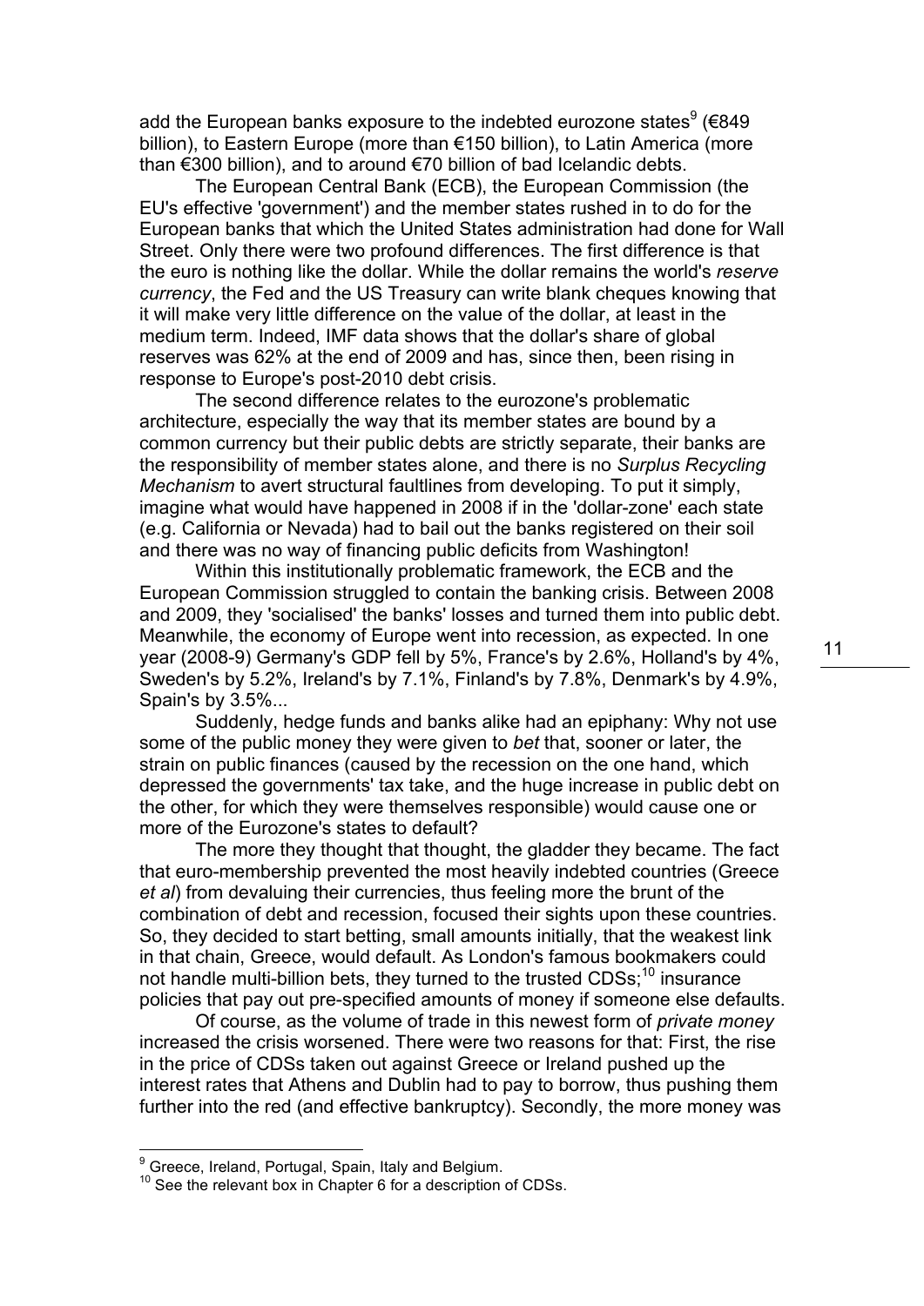add the European banks exposure to the indebted eurozone states[9] (€849 billion), to Eastern Europe (more than €150 billion), to Latin America (more than €300 billion), and to around €70 billion of bad Icelandic debts.

The European Central Bank (ECB), the European Commission (the EU's effective 'government') and the member states rushed in to do for the European banks that which the United States administration had done for Wall Street. Only there were two profound differences. The first difference is that the euro is nothing like the dollar. While the dollar remains the world's *reserve currency*, the Fed and the US Treasury can write blank cheques knowing that it will make very little difference on the value of the dollar, at least in the medium term. Indeed, IMF data shows that the dollar's share of global reserves was 62% at the end of 2009 and has, since then, been rising in response to Europe's post-2010 debt crisis.

The second difference relates to the eurozone's problematic architecture, especially the way that its member states are bound by a common currency but their public debts are strictly separate, their banks are the responsibility of member states alone, and there is no *Surplus Recycling Mechanism* to avert structural faultlines from developing. To put it simply, imagine what would have happened in 2008 if in the 'dollar-zone' each state (e.g. California or Nevada) had to bail out the banks registered on their soil and there was no way of financing public deficits from Washington!

Within this institutionally problematic framework, the ECB and the European Commission struggled to contain the banking crisis. Between 2008 and 2009, they 'socialised' the banks' losses and turned them into public debt. Meanwhile, the economy of Europe went into recession, as expected. In one year (2008-9) Germany's GDP fell by 5%, France's by 2.6%, Holland's by 4%, Sweden's by 5.2%, Ireland's by 7.1%, Finland's by 7.8%, Denmark's by 4.9%, Spain's by 3.5%...

Suddenly, hedge funds and banks alike had an epiphany: Why not use some of the public money they were given to *bet* that, sooner or later, the strain on public finances (caused by the recession on the one hand, which depressed the governments' tax take, and the huge increase in public debt on the other, for which they were themselves responsible) would cause one or more of the Eurozone's states to default?

The more they thought that thought, the gladder they became. The fact that euro-membership prevented the most heavily indebted countries (Greece *et al*) from devaluing their currencies, thus feeling more the brunt of the combination of debt and recession, focused their sights upon these countries. So, they decided to start betting, small amounts initially, that the weakest link in that chain, Greece, would default. As London's famous bookmakers could not handle multi-billion bets, they turned to the trusted CDSs;[10] insurance policies that pay out pre-specified amounts of money if someone else defaults.

Of course, as the volume of trade in this newest form of *private money* increased the crisis worsened. There were two reasons for that: First, the rise in the price of CDSs taken out against Greece or Ireland pushed up the interest rates that Athens and Dublin had to pay to borrow, thus pushing them further into the red (and effective bankruptcy). Secondly, the more money was

[9] Greece, Ireland, Portugal, Spain, Italy and Belgium.

[10] See the relevant box in Chapter 6 for a description of CDSs.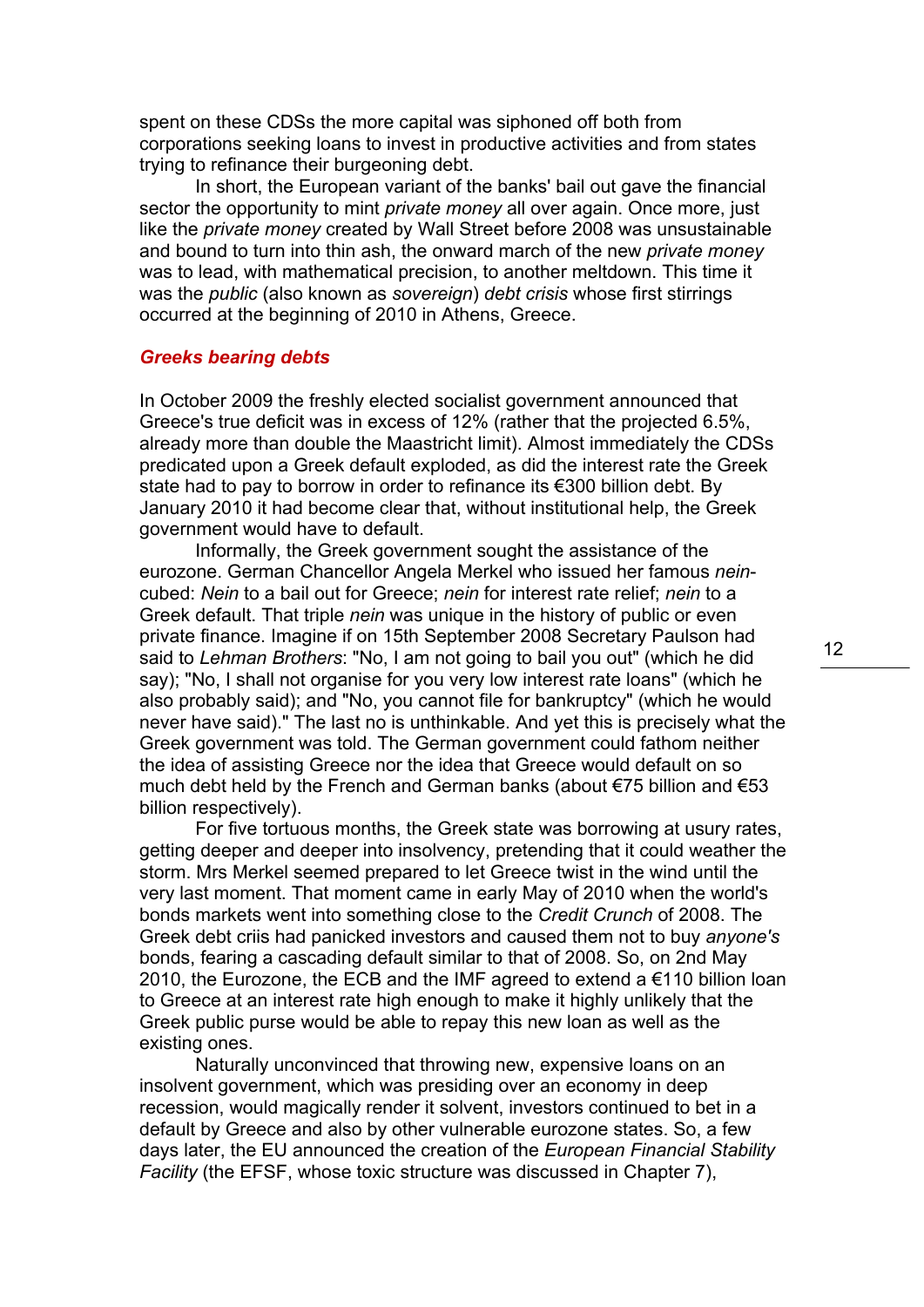spent on these CDSs the more capital was siphoned off both from corporations seeking loans to invest in productive activities and from states trying to refinance their burgeoning debt.

In short, the European variant of the banks' bail out gave the financial sector the opportunity to mint *private money* all over again. Once more, just like the *private money* created by Wall Street before 2008 was unsustainable and bound to turn into thin ash, the onward march of the new *private money* was to lead, with mathematical precision, to another meltdown. This time it was the *public* (also known as *sovereign*) *debt crisis* whose first stirrings occurred at the beginning of 2010 in Athens, Greece.

### *Greeks bearing debts*

In October 2009 the freshly elected socialist government announced that Greece's true deficit was in excess of 12% (rather that the projected 6.5%, already more than double the Maastricht limit). Almost immediately the CDSs predicated upon a Greek default exploded, as did the interest rate the Greek state had to pay to borrow in order to refinance its €300 billion debt. By January 2010 it had become clear that, without institutional help, the Greek government would have to default.

Informally, the Greek government sought the assistance of the eurozone. German Chancellor Angela Merkel who issued her famous *nein*-cubed: *Nein* to a bail out for Greece; *nein* for interest rate relief; *nein* to a Greek default. That triple *nein* was unique in the history of public or even private finance. Imagine if on 15th September 2008 Secretary Paulson had said to *Lehman Brothers*: "No, I am not going to bail you out" (which he did say); "No, I shall not organise for you very low interest rate loans" (which he also probably said); and "No, you cannot file for bankruptcy" (which he would never have said)." The last no is unthinkable. And yet this is precisely what the Greek government was told. The German government could fathom neither the idea of assisting Greece nor the idea that Greece would default on so much debt held by the French and German banks (about €75 billion and €53 billion respectively).

For five tortuous months, the Greek state was borrowing at usury rates, getting deeper and deeper into insolvency, pretending that it could weather the storm. Mrs Merkel seemed prepared to let Greece twist in the wind until the very last moment. That moment came in early May of 2010 when the world's bonds markets went into something close to the *Credit Crunch* of 2008. The Greek debt criis had panicked investors and caused them not to buy *anyone's* bonds, fearing a cascading default similar to that of 2008. So, on 2nd May 2010, the Eurozone, the ECB and the IMF agreed to extend a €110 billion loan to Greece at an interest rate high enough to make it highly unlikely that the Greek public purse would be able to repay this new loan as well as the existing ones.

Naturally unconvinced that throwing new, expensive loans on an insolvent government, which was presiding over an economy in deep recession, would magically render it solvent, investors continued to bet in a default by Greece and also by other vulnerable eurozone states. So, a few days later, the EU announced the creation of the *European Financial Stability Facility* (the EFSF, whose toxic structure was discussed in Chapter 7),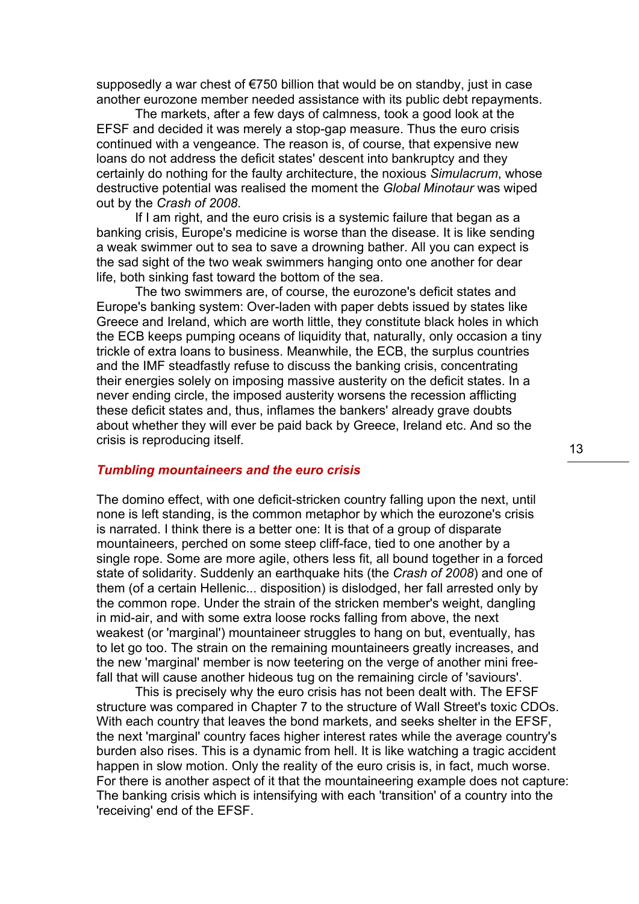supposedly a war chest of €750 billion that would be on standby, just in case another eurozone member needed assistance with its public debt repayments.

The markets, after a few days of calmness, took a good look at the EFSF and decided it was merely a stop-gap measure. Thus the euro crisis continued with a vengeance. The reason is, of course, that expensive new loans do not address the deficit states' descent into bankruptcy and they certainly do nothing for the faulty architecture, the noxious *Simulacrum*, whose destructive potential was realised the moment the *Global Minotaur* was wiped out by the *Crash of 2008*.

If I am right, and the euro crisis is a systemic failure that began as a banking crisis, Europe's medicine is worse than the disease. It is like sending a weak swimmer out to sea to save a drowning bather. All you can expect is the sad sight of the two weak swimmers hanging onto one another for dear life, both sinking fast toward the bottom of the sea.

The two swimmers are, of course, the eurozone's deficit states and Europe's banking system: Over-laden with paper debts issued by states like Greece and Ireland, which are worth little, they constitute black holes in which the ECB keeps pumping oceans of liquidity that, naturally, only occasion a tiny trickle of extra loans to business. Meanwhile, the ECB, the surplus countries and the IMF steadfastly refuse to discuss the banking crisis, concentrating their energies solely on imposing massive austerity on the deficit states. In a never ending circle, the imposed austerity worsens the recession afflicting these deficit states and, thus, inflames the bankers' already grave doubts about whether they will ever be paid back by Greece, Ireland etc. And so the crisis is reproducing itself.

## *Tumbling mountaineers and the euro crisis*

The domino effect, with one deficit-stricken country falling upon the next, until none is left standing, is the common metaphor by which the eurozone's crisis is narrated. I think there is a better one: It is that of a group of disparate mountaineers, perched on some steep cliff-face, tied to one another by a single rope. Some are more agile, others less fit, all bound together in a forced state of solidarity. Suddenly an earthquake hits (the *Crash of 2008*) and one of them (of a certain Hellenic... disposition) is dislodged, her fall arrested only by the common rope. Under the strain of the stricken member's weight, dangling in mid-air, and with some extra loose rocks falling from above, the next weakest (or 'marginal') mountaineer struggles to hang on but, eventually, has to let go too. The strain on the remaining mountaineers greatly increases, and the new 'marginal' member is now teetering on the verge of another mini free-fall that will cause another hideous tug on the remaining circle of 'saviours'.

This is precisely why the euro crisis has not been dealt with. The EFSF structure was compared in Chapter 7 to the structure of Wall Street's toxic CDOs. With each country that leaves the bond markets, and seeks shelter in the EFSF, the next 'marginal' country faces higher interest rates while the average country's burden also rises. This is a dynamic from hell. It is like watching a tragic accident happen in slow motion. Only the reality of the euro crisis is, in fact, much worse. For there is another aspect of it that the mountaineering example does not capture: The banking crisis which is intensifying with each 'transition' of a country into the 'receiving' end of the EFSF.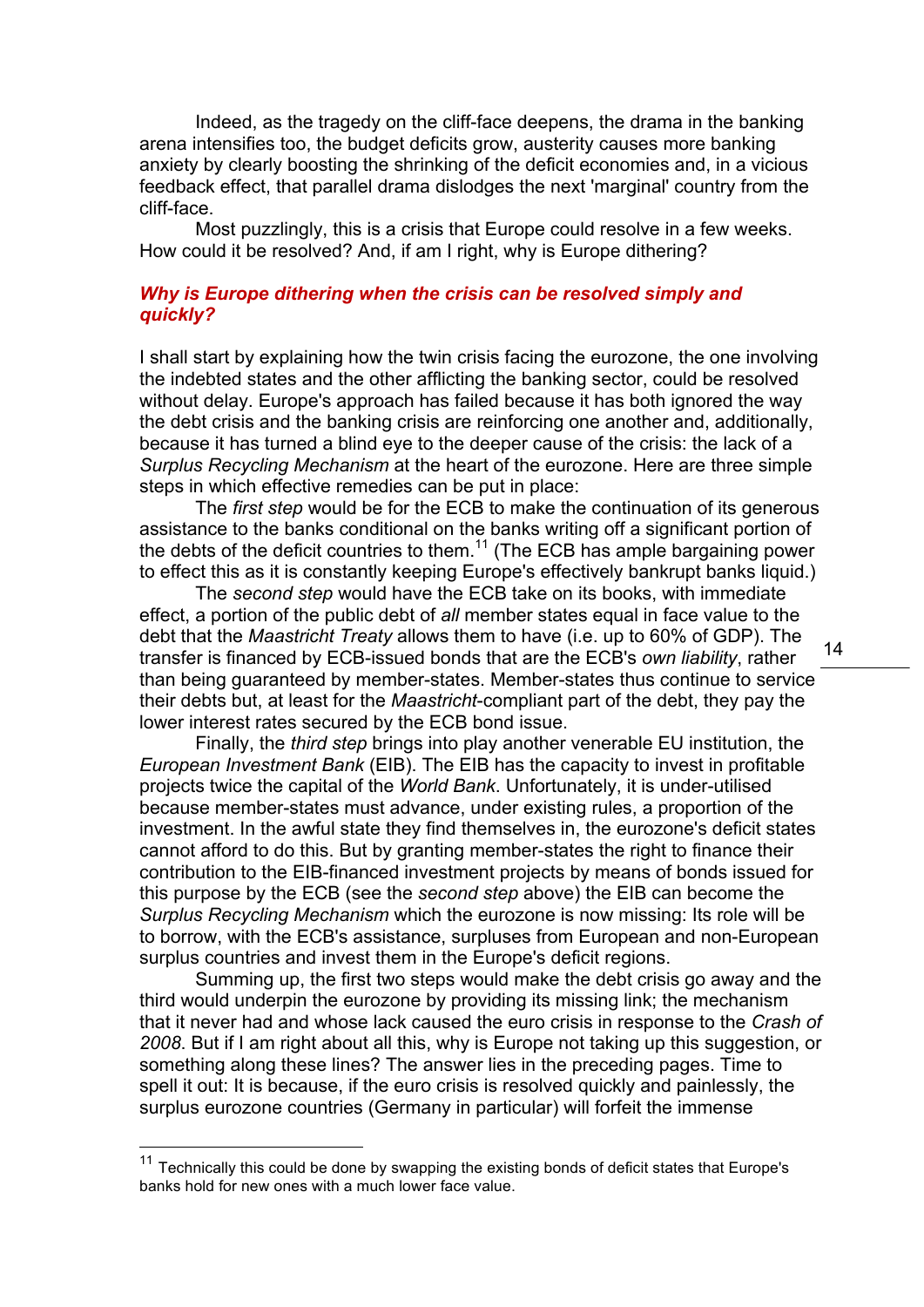Indeed, as the tragedy on the cliff-face deepens, the drama in the banking arena intensifies too, the budget deficits grow, austerity causes more banking anxiety by clearly boosting the shrinking of the deficit economies and, in a vicious feedback effect, that parallel drama dislodges the next 'marginal' country from the cliff-face.

Most puzzlingly, this is a crisis that Europe could resolve in a few weeks. How could it be resolved? And, if am I right, why is Europe dithering?

### *Why is Europe dithering when the crisis can be resolved simply and quickly?*

I shall start by explaining how the twin crisis facing the eurozone, the one involving the indebted states and the other afflicting the banking sector, could be resolved without delay. Europe's approach has failed because it has both ignored the way the debt crisis and the banking crisis are reinforcing one another and, additionally, because it has turned a blind eye to the deeper cause of the crisis: the lack of a *Surplus Recycling Mechanism* at the heart of the eurozone. Here are three simple steps in which effective remedies can be put in place:

The *first step* would be for the ECB to make the continuation of its generous assistance to the banks conditional on the banks writing off a significant portion of the debts of the deficit countries to them.[11] (The ECB has ample bargaining power to effect this as it is constantly keeping Europe's effectively bankrupt banks liquid.)

The *second step* would have the ECB take on its books, with immediate effect, a portion of the public debt of *all* member states equal in face value to the debt that the *Maastricht Treaty* allows them to have (i.e. up to 60% of GDP). The transfer is financed by ECB-issued bonds that are the ECB's *own liability*, rather than being guaranteed by member-states. Member-states thus continue to service their debts but, at least for the *Maastricht*-compliant part of the debt, they pay the lower interest rates secured by the ECB bond issue.

Finally, the *third step* brings into play another venerable EU institution, the *European Investment Bank* (EIB). The EIB has the capacity to invest in profitable projects twice the capital of the *World Bank*. Unfortunately, it is under-utilised because member-states must advance, under existing rules, a proportion of the investment. In the awful state they find themselves in, the eurozone's deficit states cannot afford to do this. But by granting member-states the right to finance their contribution to the EIB-financed investment projects by means of bonds issued for this purpose by the ECB (see the *second step* above) the EIB can become the *Surplus Recycling Mechanism* which the eurozone is now missing: Its role will be to borrow, with the ECB's assistance, surpluses from European and non-European surplus countries and invest them in the Europe's deficit regions.

Summing up, the first two steps would make the debt crisis go away and the third would underpin the eurozone by providing its missing link; the mechanism that it never had and whose lack caused the euro crisis in response to the *Crash of 2008*. But if I am right about all this, why is Europe not taking up this suggestion, or something along these lines? The answer lies in the preceding pages. Time to spell it out: It is because, if the euro crisis is resolved quickly and painlessly, the surplus eurozone countries (Germany in particular) will forfeit the immense

---

[11] Technically this could be done by swapping the existing bonds of deficit states that Europe's banks hold for new ones with a much lower face value.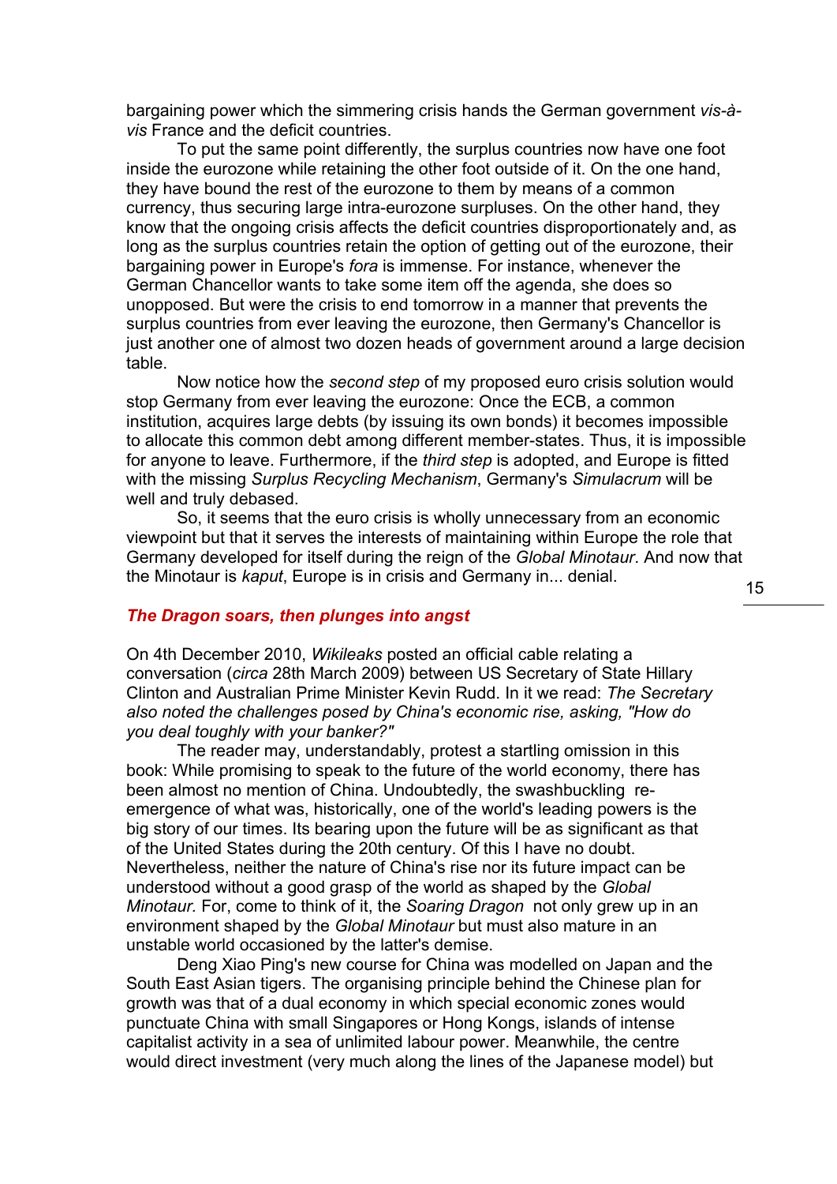bargaining power which the simmering crisis hands the German government *vis-à-vis* France and the deficit countries.

To put the same point differently, the surplus countries now have one foot inside the eurozone while retaining the other foot outside of it. On the one hand, they have bound the rest of the eurozone to them by means of a common currency, thus securing large intra-eurozone surpluses. On the other hand, they know that the ongoing crisis affects the deficit countries disproportionately and, as long as the surplus countries retain the option of getting out of the eurozone, their bargaining power in Europe's *fora* is immense. For instance, whenever the German Chancellor wants to take some item off the agenda, she does so unopposed. But were the crisis to end tomorrow in a manner that prevents the surplus countries from ever leaving the eurozone, then Germany's Chancellor is just another one of almost two dozen heads of government around a large decision table.

Now notice how the *second step* of my proposed euro crisis solution would stop Germany from ever leaving the eurozone: Once the ECB, a common institution, acquires large debts (by issuing its own bonds) it becomes impossible to allocate this common debt among different member-states. Thus, it is impossible for anyone to leave. Furthermore, if the *third step* is adopted, and Europe is fitted with the missing *Surplus Recycling Mechanism*, Germany's *Simulacrum* will be well and truly debased.

So, it seems that the euro crisis is wholly unnecessary from an economic viewpoint but that it serves the interests of maintaining within Europe the role that Germany developed for itself during the reign of the *Global Minotaur*. And now that the Minotaur is *kaput*, Europe is in crisis and Germany in... denial.

### *The Dragon soars, then plunges into angst*

On 4th December 2010, *Wikileaks* posted an official cable relating a conversation (*circa* 28th March 2009) between US Secretary of State Hillary Clinton and Australian Prime Minister Kevin Rudd. In it we read: *The Secretary also noted the challenges posed by China's economic rise, asking, "How do you deal toughly with your banker?"*

The reader may, understandably, protest a startling omission in this book: While promising to speak to the future of the world economy, there has been almost no mention of China. Undoubtedly, the swashbuckling re-emergence of what was, historically, one of the world's leading powers is the big story of our times. Its bearing upon the future will be as significant as that of the United States during the 20th century. Of this I have no doubt. Nevertheless, neither the nature of China's rise nor its future impact can be understood without a good grasp of the world as shaped by the *Global Minotaur.* For, come to think of it, the *Soaring Dragon* not only grew up in an environment shaped by the *Global Minotaur* but must also mature in an unstable world occasioned by the latter's demise.

Deng Xiao Ping's new course for China was modelled on Japan and the South East Asian tigers. The organising principle behind the Chinese plan for growth was that of a dual economy in which special economic zones would punctuate China with small Singapores or Hong Kongs, islands of intense capitalist activity in a sea of unlimited labour power. Meanwhile, the centre would direct investment (very much along the lines of the Japanese model) but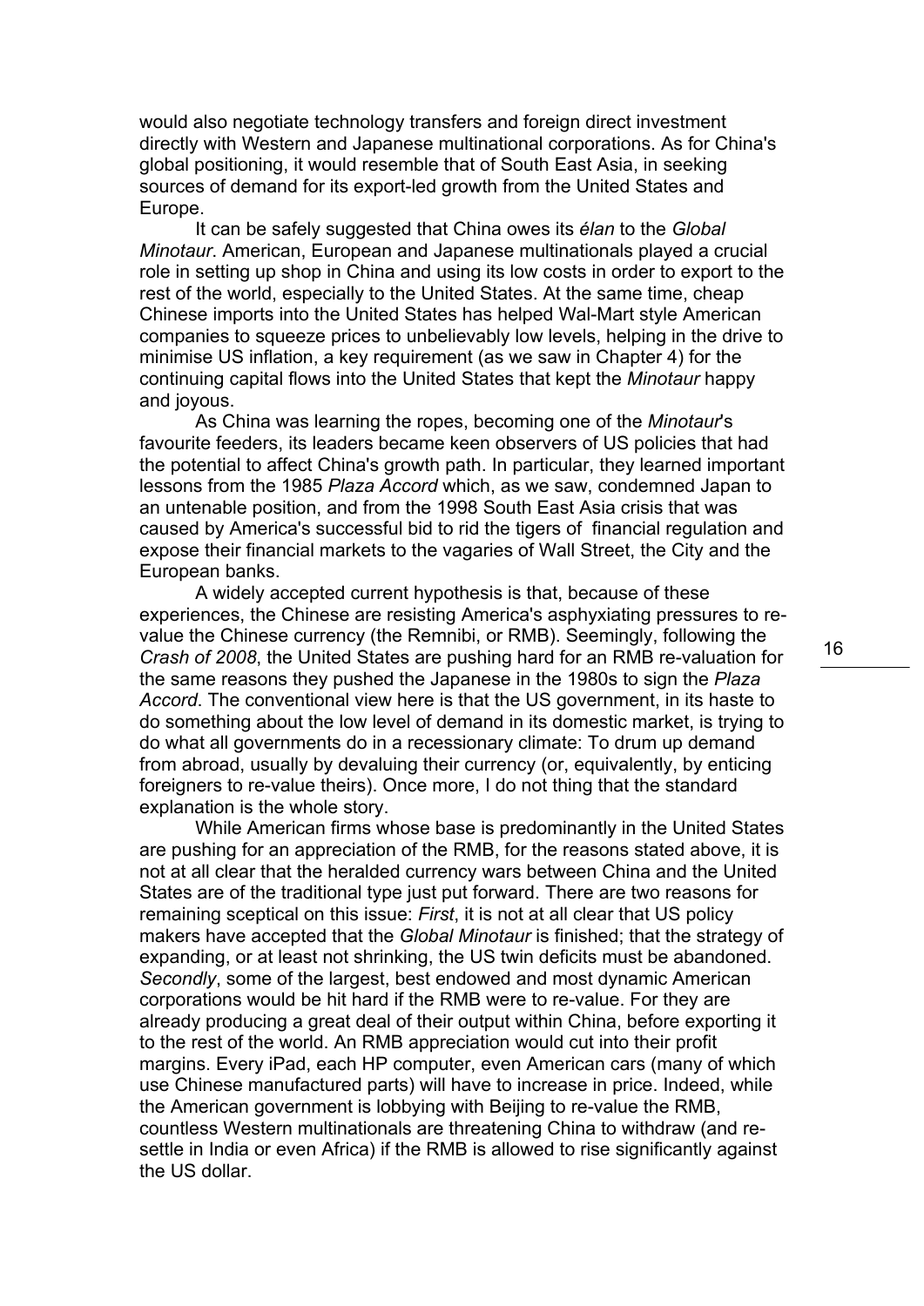would also negotiate technology transfers and foreign direct investment directly with Western and Japanese multinational corporations. As for China's global positioning, it would resemble that of South East Asia, in seeking sources of demand for its export-led growth from the United States and Europe.

It can be safely suggested that China owes its *élan* to the *Global Minotaur*. American, European and Japanese multinationals played a crucial role in setting up shop in China and using its low costs in order to export to the rest of the world, especially to the United States. At the same time, cheap Chinese imports into the United States has helped Wal-Mart style American companies to squeeze prices to unbelievably low levels, helping in the drive to minimise US inflation, a key requirement (as we saw in Chapter 4) for the continuing capital flows into the United States that kept the *Minotaur* happy and joyous.

As China was learning the ropes, becoming one of the *Minotaur*'s favourite feeders, its leaders became keen observers of US policies that had the potential to affect China's growth path. In particular, they learned important lessons from the 1985 *Plaza Accord* which, as we saw, condemned Japan to an untenable position, and from the 1998 South East Asia crisis that was caused by America's successful bid to rid the tigers of financial regulation and expose their financial markets to the vagaries of Wall Street, the City and the European banks.

A widely accepted current hypothesis is that, because of these experiences, the Chinese are resisting America's asphyxiating pressures to re-value the Chinese currency (the Remnibi, or RMB). Seemingly, following the *Crash of 2008*, the United States are pushing hard for an RMB re-valuation for the same reasons they pushed the Japanese in the 1980s to sign the *Plaza Accord*. The conventional view here is that the US government, in its haste to do something about the low level of demand in its domestic market, is trying to do what all governments do in a recessionary climate: To drum up demand from abroad, usually by devaluing their currency (or, equivalently, by enticing foreigners to re-value theirs). Once more, I do not thing that the standard explanation is the whole story.

While American firms whose base is predominantly in the United States are pushing for an appreciation of the RMB, for the reasons stated above, it is not at all clear that the heralded currency wars between China and the United States are of the traditional type just put forward. There are two reasons for remaining sceptical on this issue: *First*, it is not at all clear that US policy makers have accepted that the *Global Minotaur* is finished; that the strategy of expanding, or at least not shrinking, the US twin deficits must be abandoned. *Secondly*, some of the largest, best endowed and most dynamic American corporations would be hit hard if the RMB were to re-value. For they are already producing a great deal of their output within China, before exporting it to the rest of the world. An RMB appreciation would cut into their profit margins. Every iPad, each HP computer, even American cars (many of which use Chinese manufactured parts) will have to increase in price. Indeed, while the American government is lobbying with Beijing to re-value the RMB, countless Western multinationals are threatening China to withdraw (and re-settle in India or even Africa) if the RMB is allowed to rise significantly against the US dollar.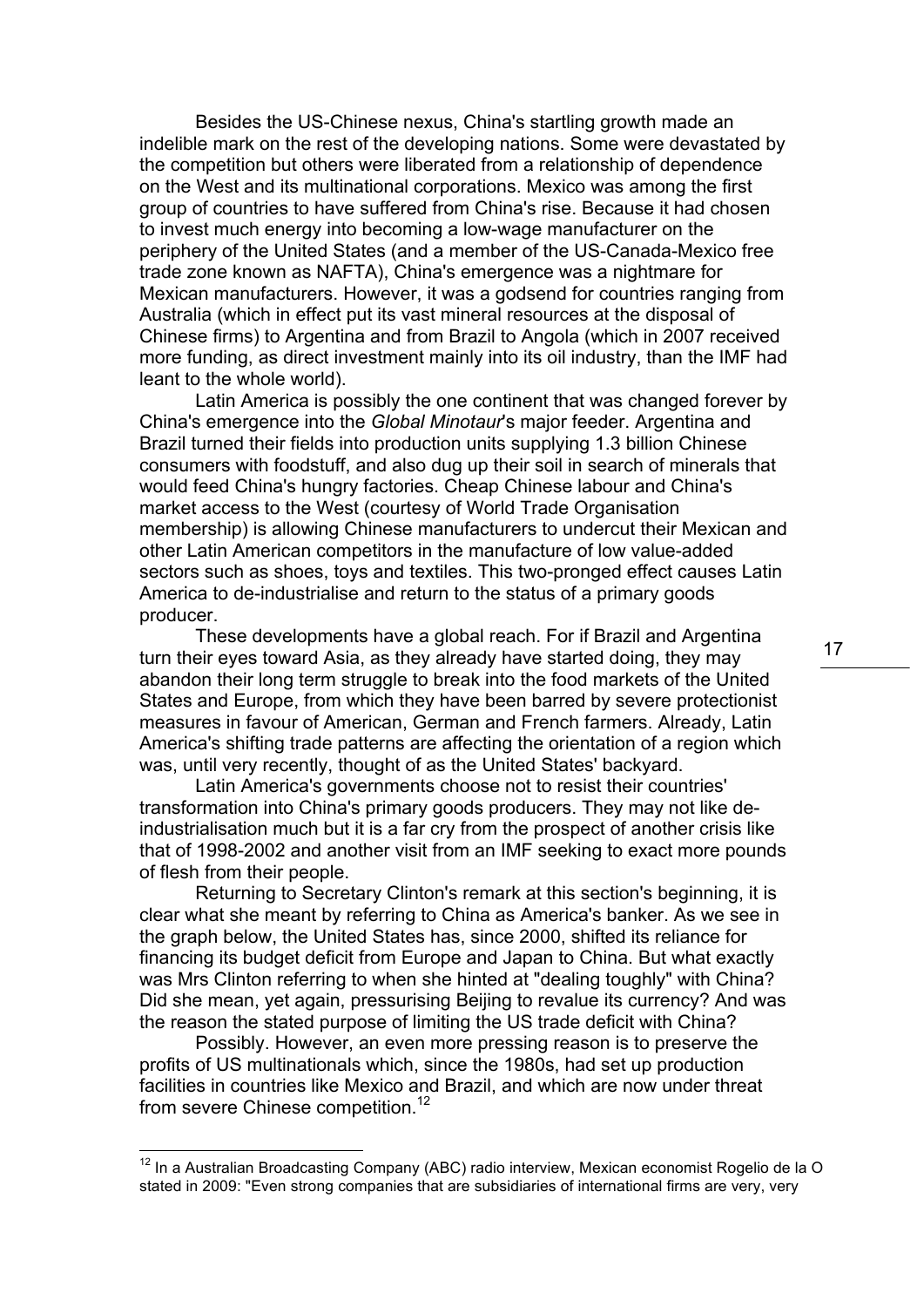Besides the US-Chinese nexus, China's startling growth made an indelible mark on the rest of the developing nations. Some were devastated by the competition but others were liberated from a relationship of dependence on the West and its multinational corporations. Mexico was among the first group of countries to have suffered from China's rise. Because it had chosen to invest much energy into becoming a low-wage manufacturer on the periphery of the United States (and a member of the US-Canada-Mexico free trade zone known as NAFTA), China's emergence was a nightmare for Mexican manufacturers. However, it was a godsend for countries ranging from Australia (which in effect put its vast mineral resources at the disposal of Chinese firms) to Argentina and from Brazil to Angola (which in 2007 received more funding, as direct investment mainly into its oil industry, than the IMF had leant to the whole world).

Latin America is possibly the one continent that was changed forever by China's emergence into the *Global Minotaur*'s major feeder. Argentina and Brazil turned their fields into production units supplying 1.3 billion Chinese consumers with foodstuff, and also dug up their soil in search of minerals that would feed China's hungry factories. Cheap Chinese labour and China's market access to the West (courtesy of World Trade Organisation membership) is allowing Chinese manufacturers to undercut their Mexican and other Latin American competitors in the manufacture of low value-added sectors such as shoes, toys and textiles. This two-pronged effect causes Latin America to de-industrialise and return to the status of a primary goods producer.

These developments have a global reach. For if Brazil and Argentina turn their eyes toward Asia, as they already have started doing, they may abandon their long term struggle to break into the food markets of the United States and Europe, from which they have been barred by severe protectionist measures in favour of American, German and French farmers. Already, Latin America's shifting trade patterns are affecting the orientation of a region which was, until very recently, thought of as the United States' backyard.

Latin America's governments choose not to resist their countries' transformation into China's primary goods producers. They may not like de-industrialisation much but it is a far cry from the prospect of another crisis like that of 1998-2002 and another visit from an IMF seeking to exact more pounds of flesh from their people.

Returning to Secretary Clinton's remark at this section's beginning, it is clear what she meant by referring to China as America's banker. As we see in the graph below, the United States has, since 2000, shifted its reliance for financing its budget deficit from Europe and Japan to China. But what exactly was Mrs Clinton referring to when she hinted at "dealing toughly" with China? Did she mean, yet again, pressurising Beijing to revalue its currency? And was the reason the stated purpose of limiting the US trade deficit with China?

Possibly. However, an even more pressing reason is to preserve the profits of US multinationals which, since the 1980s, had set up production facilities in countries like Mexico and Brazil, and which are now under threat from severe Chinese competition.[12]

---

[12] In a Australian Broadcasting Company (ABC) radio interview, Mexican economist Rogelio de la O stated in 2009: "Even strong companies that are subsidiaries of international firms are very, very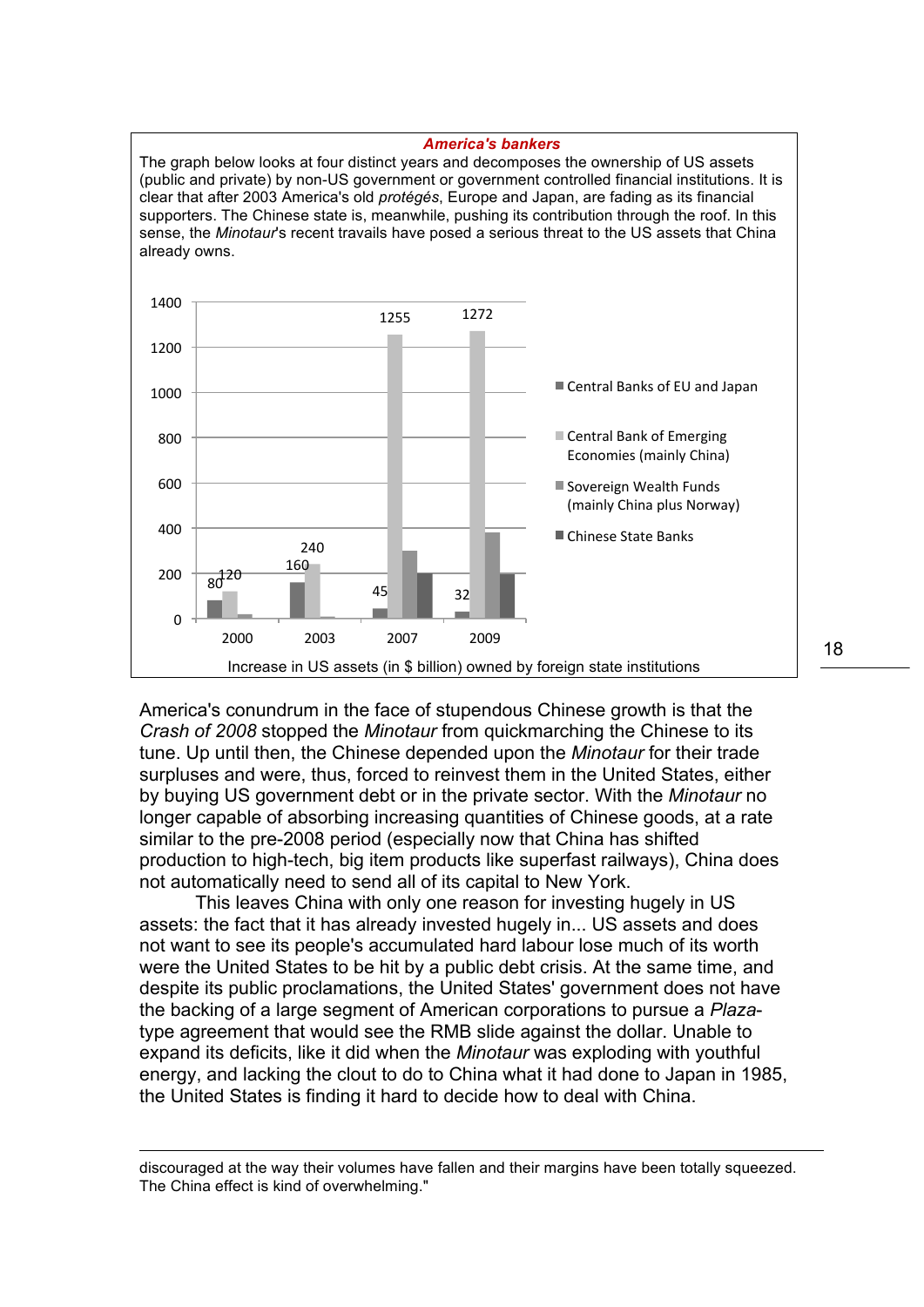**_America's bankers_**

The graph below looks at four distinct years and decomposes the ownership of US assets (public and private) by non-US government or government controlled financial institutions. It is clear that after 2003 America's old *protégés*, Europe and Japan, are fading as its financial supporters. The Chinese state is, meanwhile, pushing its contribution through the roof. In this sense, the *Minotaur*'s recent travails have posed a serious threat to the US assets that China already owns.

| | 2000 | 2003 | 2007 | 2009 |
|---|---|---|---|---|
| Central Banks of EU and Japan | 80 | 160 | 45 | 32 |
| Central Bank of Emerging Economies (mainly China) | 120 | 240 | 1255 | 1272 |

Increase in US assets (in $ billion) owned by foreign state institutions

America's conundrum in the face of stupendous Chinese growth is that the *Crash of 2008* stopped the *Minotaur* from quickmarching the Chinese to its tune. Up until then, the Chinese depended upon the *Minotaur* for their trade surpluses and were, thus, forced to reinvest them in the United States, either by buying US government debt or in the private sector. With the *Minotaur* no longer capable of absorbing increasing quantities of Chinese goods, at a rate similar to the pre-2008 period (especially now that China has shifted production to high-tech, big item products like superfast railways), China does not automatically need to send all of its capital to New York.

This leaves China with only one reason for investing hugely in US assets: the fact that it has already invested hugely in... US assets and does not want to see its people's accumulated hard labour lose much of its worth were the United States to be hit by a public debt crisis. At the same time, and despite its public proclamations, the United States' government does not have the backing of a large segment of American corporations to pursue a *Plaza*-type agreement that would see the RMB slide against the dollar. Unable to expand its deficits, like it did when the *Minotaur* was exploding with youthful energy, and lacking the clout to do to China what it had done to Japan in 1985, the United States is finding it hard to decide how to deal with China.

---

discouraged at the way their volumes have fallen and their margins have been totally squeezed. The China effect is kind of overwhelming."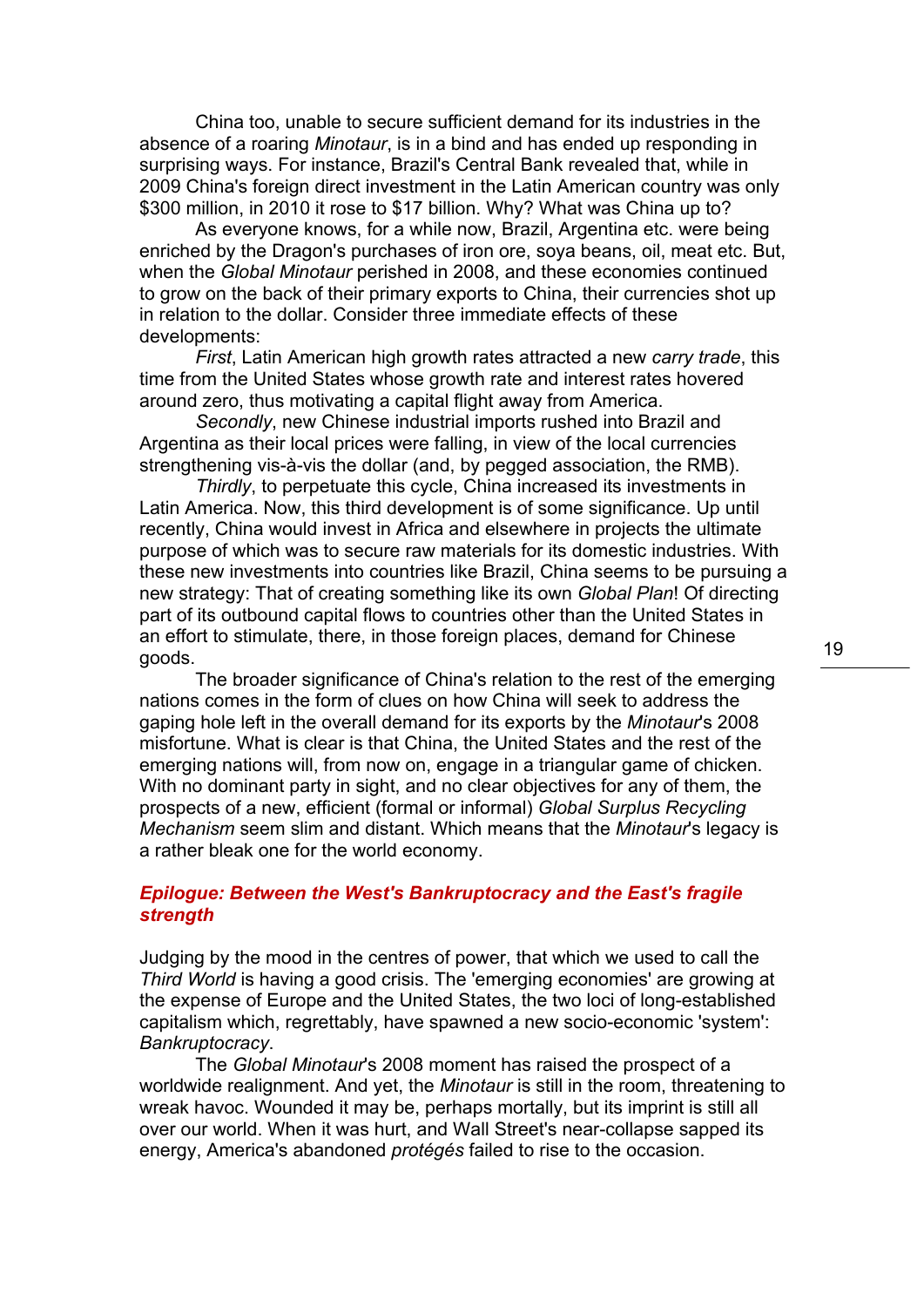China too, unable to secure sufficient demand for its industries in the absence of a roaring *Minotaur*, is in a bind and has ended up responding in surprising ways. For instance, Brazil's Central Bank revealed that, while in 2009 China's foreign direct investment in the Latin American country was only \$300 million, in 2010 it rose to \$17 billion. Why? What was China up to?

As everyone knows, for a while now, Brazil, Argentina etc. were being enriched by the Dragon's purchases of iron ore, soya beans, oil, meat etc. But, when the *Global Minotaur* perished in 2008, and these economies continued to grow on the back of their primary exports to China, their currencies shot up in relation to the dollar. Consider three immediate effects of these developments:

*First*, Latin American high growth rates attracted a new *carry trade*, this time from the United States whose growth rate and interest rates hovered around zero, thus motivating a capital flight away from America.

*Secondly*, new Chinese industrial imports rushed into Brazil and Argentina as their local prices were falling, in view of the local currencies strengthening vis-à-vis the dollar (and, by pegged association, the RMB).

*Thirdly*, to perpetuate this cycle, China increased its investments in Latin America. Now, this third development is of some significance. Up until recently, China would invest in Africa and elsewhere in projects the ultimate purpose of which was to secure raw materials for its domestic industries. With these new investments into countries like Brazil, China seems to be pursuing a new strategy: That of creating something like its own *Global Plan*! Of directing part of its outbound capital flows to countries other than the United States in an effort to stimulate, there, in those foreign places, demand for Chinese goods.

The broader significance of China's relation to the rest of the emerging nations comes in the form of clues on how China will seek to address the gaping hole left in the overall demand for its exports by the *Minotaur*'s 2008 misfortune. What is clear is that China, the United States and the rest of the emerging nations will, from now on, engage in a triangular game of chicken. With no dominant party in sight, and no clear objectives for any of them, the prospects of a new, efficient (formal or informal) *Global Surplus Recycling Mechanism* seem slim and distant. Which means that the *Minotaur*'s legacy is a rather bleak one for the world economy.

## *Epilogue: Between the West's Bankruptocracy and the East's fragile strength*

Judging by the mood in the centres of power, that which we used to call the *Third World* is having a good crisis. The 'emerging economies' are growing at the expense of Europe and the United States, the two loci of long-established capitalism which, regrettably, have spawned a new socio-economic 'system': *Bankruptocracy*.

The *Global Minotaur*'s 2008 moment has raised the prospect of a worldwide realignment. And yet, the *Minotaur* is still in the room, threatening to wreak havoc. Wounded it may be, perhaps mortally, but its imprint is still all over our world. When it was hurt, and Wall Street's near-collapse sapped its energy, America's abandoned *protégés* failed to rise to the occasion.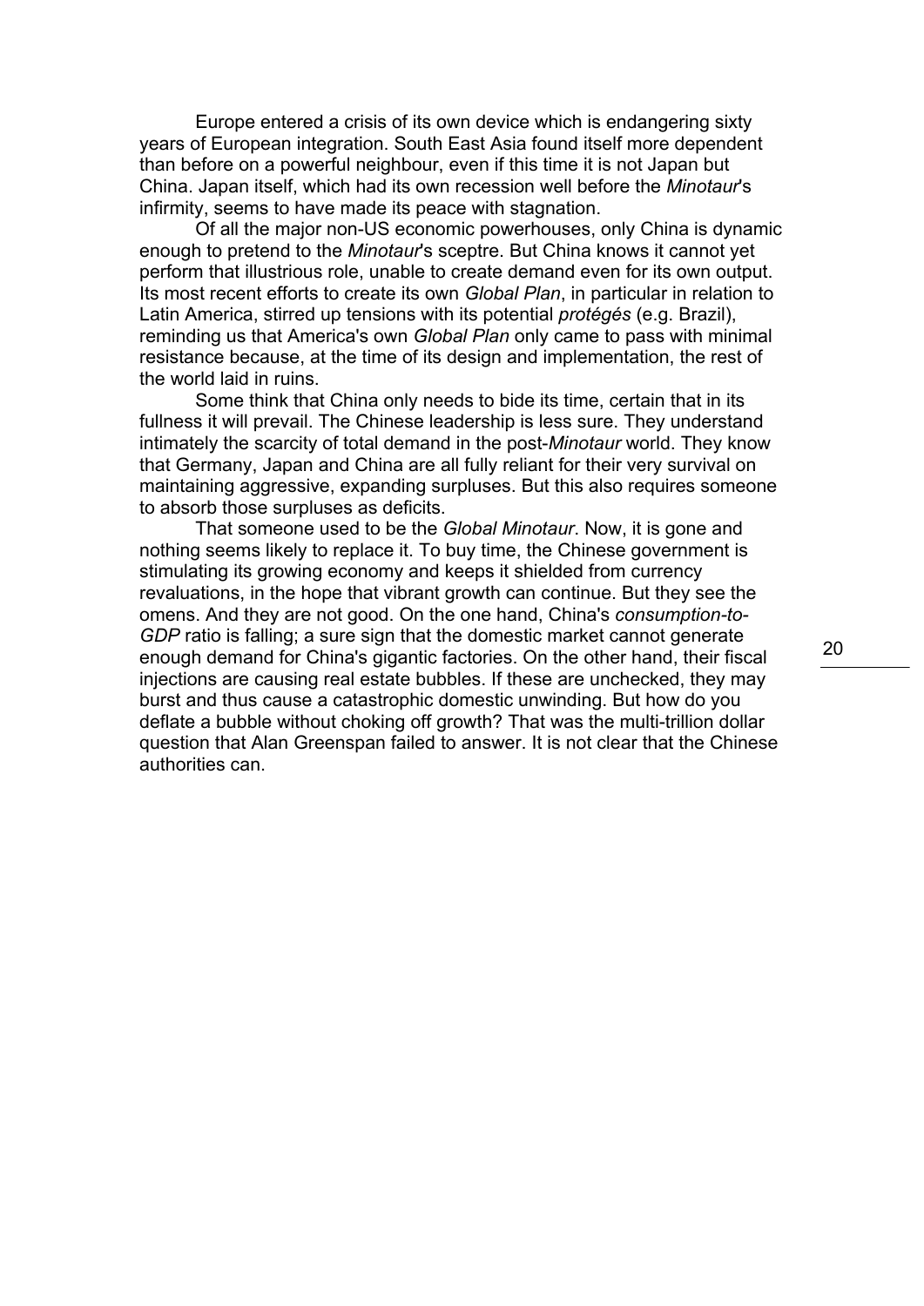Europe entered a crisis of its own device which is endangering sixty years of European integration. South East Asia found itself more dependent than before on a powerful neighbour, even if this time it is not Japan but China. Japan itself, which had its own recession well before the *Minotaur*'s infirmity, seems to have made its peace with stagnation.

Of all the major non-US economic powerhouses, only China is dynamic enough to pretend to the *Minotaur*'s sceptre. But China knows it cannot yet perform that illustrious role, unable to create demand even for its own output. Its most recent efforts to create its own *Global Plan*, in particular in relation to Latin America, stirred up tensions with its potential *protégés* (e.g. Brazil), reminding us that America's own *Global Plan* only came to pass with minimal resistance because, at the time of its design and implementation, the rest of the world laid in ruins.

Some think that China only needs to bide its time, certain that in its fullness it will prevail. The Chinese leadership is less sure. They understand intimately the scarcity of total demand in the post-*Minotaur* world. They know that Germany, Japan and China are all fully reliant for their very survival on maintaining aggressive, expanding surpluses. But this also requires someone to absorb those surpluses as deficits.

That someone used to be the *Global Minotaur*. Now, it is gone and nothing seems likely to replace it. To buy time, the Chinese government is stimulating its growing economy and keeps it shielded from currency revaluations, in the hope that vibrant growth can continue. But they see the omens. And they are not good. On the one hand, China's *consumption-to-GDP* ratio is falling; a sure sign that the domestic market cannot generate enough demand for China's gigantic factories. On the other hand, their fiscal injections are causing real estate bubbles. If these are unchecked, they may burst and thus cause a catastrophic domestic unwinding. But how do you deflate a bubble without choking off growth? That was the multi-trillion dollar question that Alan Greenspan failed to answer. It is not clear that the Chinese authorities can.